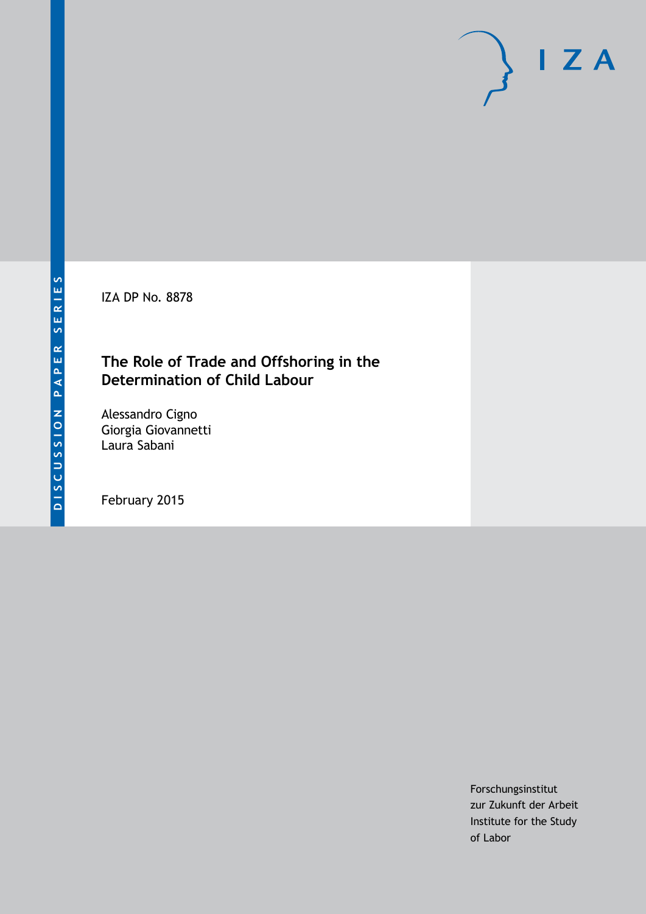DISCUSSION PAPER SERIES

IZA DP No. 8878

# The Role of Trade and Offshoring in the Determination of Child Labour

Alessandro Cigno
Giorgia Giovannetti
Laura Sabani

February 2015

Forschungsinstitut
zur Zukunft der Arbeit
Institute for the Study
of Labor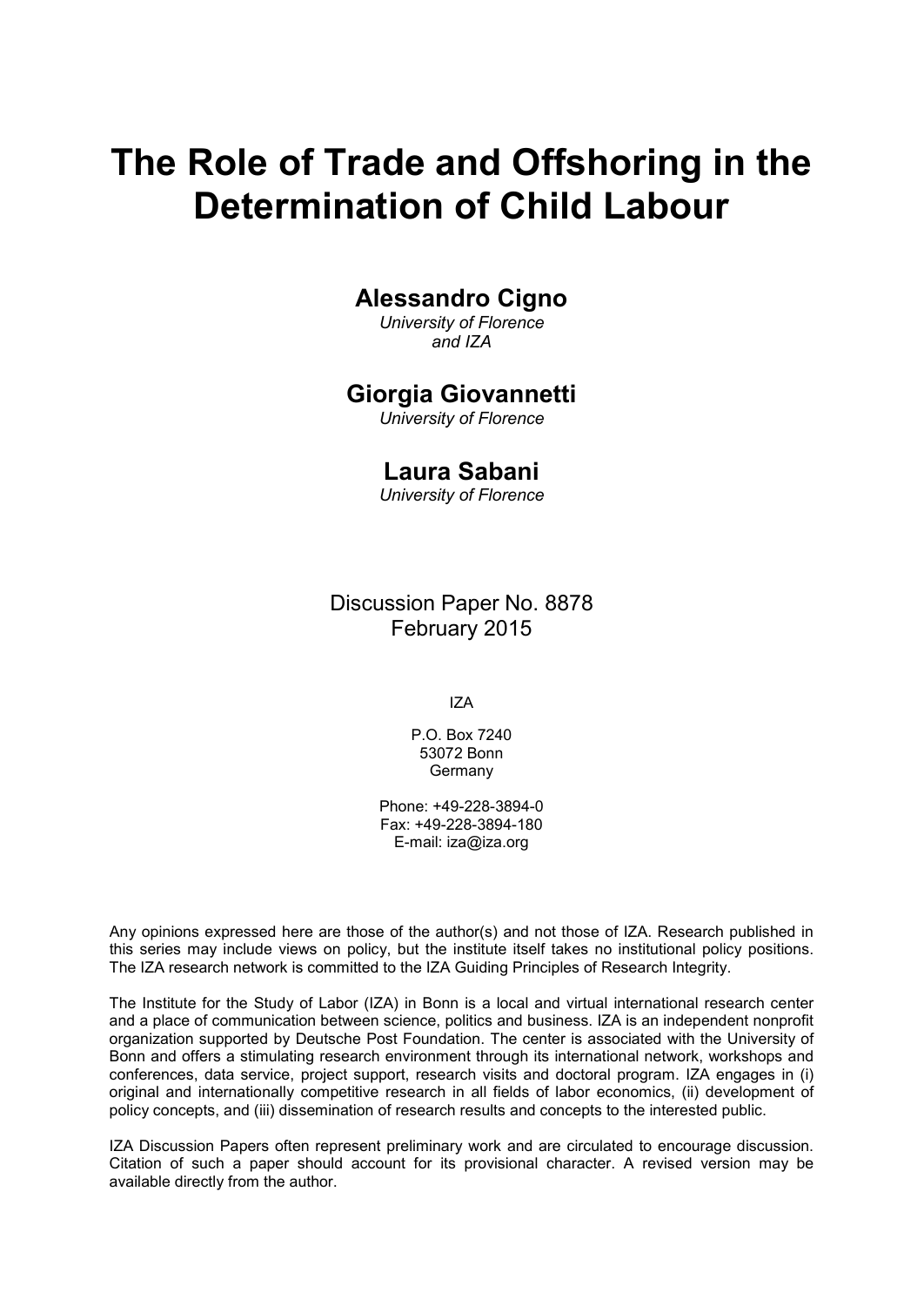# The Role of Trade and Offshoring in the Determination of Child Labour

## Alessandro Cigno

*University of Florence and IZA*

## Giorgia Giovannetti

*University of Florence*

## Laura Sabani

*University of Florence*

Discussion Paper No. 8878
February 2015

IZA

P.O. Box 7240
53072 Bonn
Germany

Phone: +49-228-3894-0
Fax: +49-228-3894-180
E-mail: iza@iza.org

Any opinions expressed here are those of the author(s) and not those of IZA. Research published in this series may include views on policy, but the institute itself takes no institutional policy positions. The IZA research network is committed to the IZA Guiding Principles of Research Integrity.

The Institute for the Study of Labor (IZA) in Bonn is a local and virtual international research center and a place of communication between science, politics and business. IZA is an independent nonprofit organization supported by Deutsche Post Foundation. The center is associated with the University of Bonn and offers a stimulating research environment through its international network, workshops and conferences, data service, project support, research visits and doctoral program. IZA engages in (i) original and internationally competitive research in all fields of labor economics, (ii) development of policy concepts, and (iii) dissemination of research results and concepts to the interested public.

IZA Discussion Papers often represent preliminary work and are circulated to encourage discussion. Citation of such a paper should account for its provisional character. A revised version may be available directly from the author.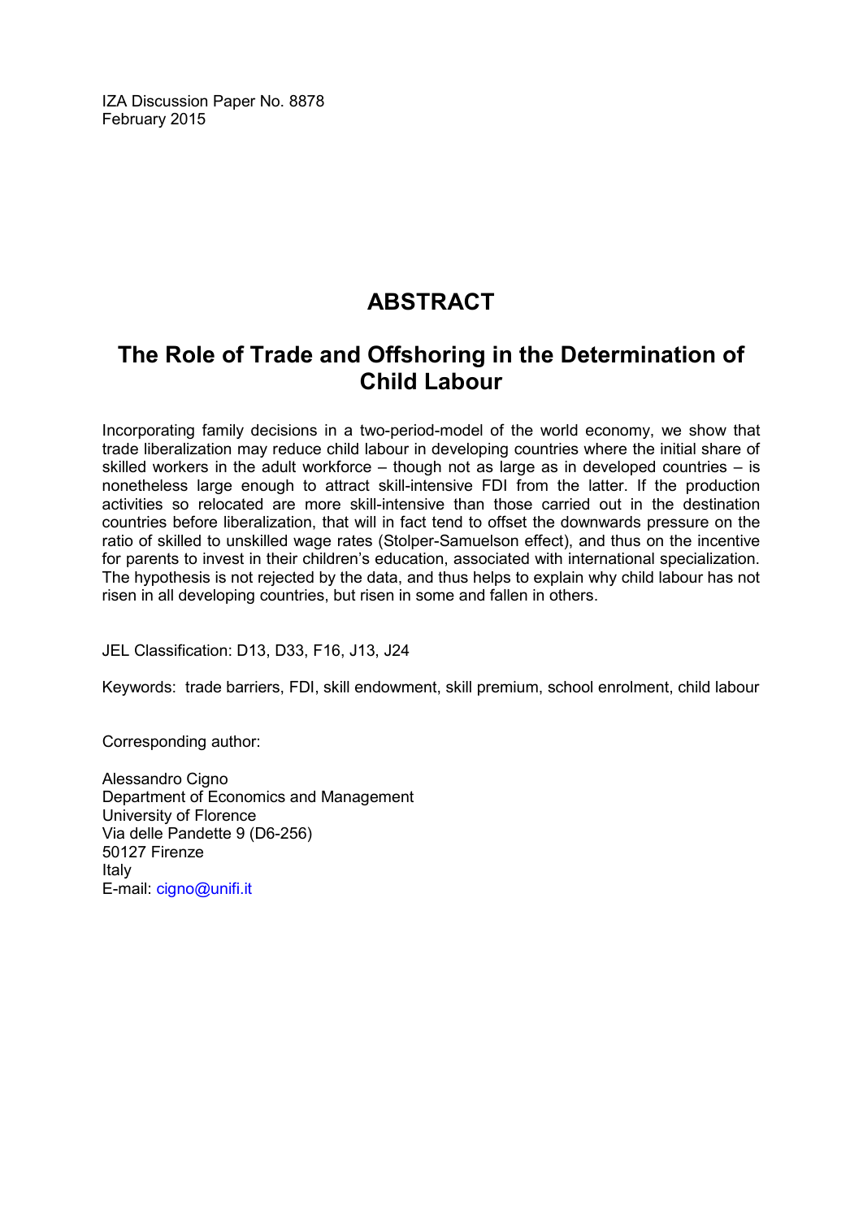IZA Discussion Paper No. 8878
February 2015

# ABSTRACT

## The Role of Trade and Offshoring in the Determination of Child Labour

Incorporating family decisions in a two-period-model of the world economy, we show that trade liberalization may reduce child labour in developing countries where the initial share of skilled workers in the adult workforce – though not as large as in developed countries – is nonetheless large enough to attract skill-intensive FDI from the latter. If the production activities so relocated are more skill-intensive than those carried out in the destination countries before liberalization, that will in fact tend to offset the downwards pressure on the ratio of skilled to unskilled wage rates (Stolper-Samuelson effect), and thus on the incentive for parents to invest in their children's education, associated with international specialization. The hypothesis is not rejected by the data, and thus helps to explain why child labour has not risen in all developing countries, but risen in some and fallen in others.

JEL Classification: D13, D33, F16, J13, J24

Keywords: trade barriers, FDI, skill endowment, skill premium, school enrolment, child labour

Corresponding author:

Alessandro Cigno
Department of Economics and Management
University of Florence
Via delle Pandette 9 (D6-256)
50127 Firenze
Italy
E-mail: cigno@unifi.it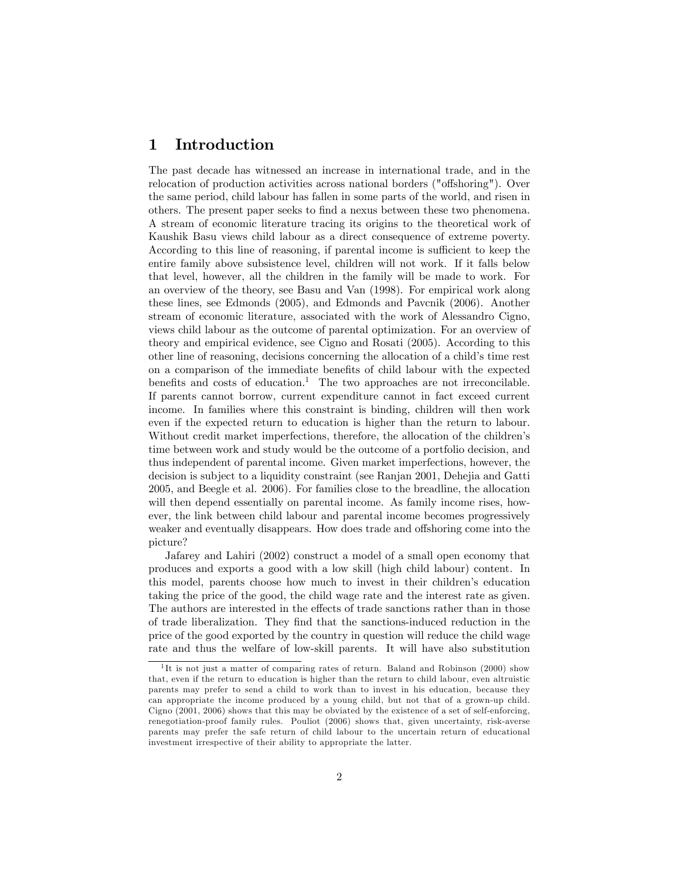# 1 Introduction

The past decade has witnessed an increase in international trade, and in the relocation of production activities across national borders ("offshoring"). Over the same period, child labour has fallen in some parts of the world, and risen in others. The present paper seeks to find a nexus between these two phenomena. A stream of economic literature tracing its origins to the theoretical work of Kaushik Basu views child labour as a direct consequence of extreme poverty. According to this line of reasoning, if parental income is sufficient to keep the entire family above subsistence level, children will not work. If it falls below that level, however, all the children in the family will be made to work. For an overview of the theory, see Basu and Van (1998). For empirical work along these lines, see Edmonds (2005), and Edmonds and Pavcnik (2006). Another stream of economic literature, associated with the work of Alessandro Cigno, views child labour as the outcome of parental optimization. For an overview of theory and empirical evidence, see Cigno and Rosati (2005). According to this other line of reasoning, decisions concerning the allocation of a child's time rest on a comparison of the immediate benefits of child labour with the expected benefits and costs of education.[1] The two approaches are not irreconcilable. If parents cannot borrow, current expenditure cannot in fact exceed current income. In families where this constraint is binding, children will then work even if the expected return to education is higher than the return to labour. Without credit market imperfections, therefore, the allocation of the children's time between work and study would be the outcome of a portfolio decision, and thus independent of parental income. Given market imperfections, however, the decision is subject to a liquidity constraint (see Ranjan 2001, Dehejia and Gatti 2005, and Beegle et al. 2006). For families close to the breadline, the allocation will then depend essentially on parental income. As family income rises, however, the link between child labour and parental income becomes progressively weaker and eventually disappears. How does trade and offshoring come into the picture?

Jafarey and Lahiri (2002) construct a model of a small open economy that produces and exports a good with a low skill (high child labour) content. In this model, parents choose how much to invest in their children's education taking the price of the good, the child wage rate and the interest rate as given. The authors are interested in the effects of trade sanctions rather than in those of trade liberalization. They find that the sanctions-induced reduction in the price of the good exported by the country in question will reduce the child wage rate and thus the welfare of low-skill parents. It will have also substitution

[1] It is not just a matter of comparing rates of return. Baland and Robinson (2000) show that, even if the return to education is higher than the return to child labour, even altruistic parents may prefer to send a child to work than to invest in his education, because they can appropriate the income produced by a young child, but not that of a grown-up child. Cigno (2001, 2006) shows that this may be obviated by the existence of a set of self-enforcing, renegotiation-proof family rules. Pouliot (2006) shows that, given uncertainty, risk-averse parents may prefer the safe return of child labour to the uncertain return of educational investment irrespective of their ability to appropriate the latter.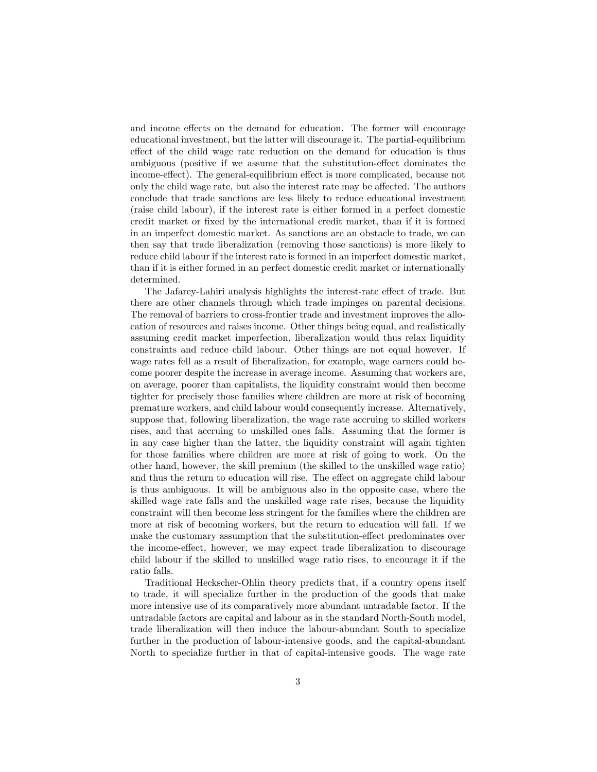and income effects on the demand for education. The former will encourage educational investment, but the latter will discourage it. The partial-equilibrium effect of the child wage rate reduction on the demand for education is thus ambiguous (positive if we assume that the substitution-effect dominates the income-effect). The general-equilibrium effect is more complicated, because not only the child wage rate, but also the interest rate may be affected. The authors conclude that trade sanctions are less likely to reduce educational investment (raise child labour), if the interest rate is either formed in a perfect domestic credit market or fixed by the international credit market, than if it is formed in an imperfect domestic market. As sanctions are an obstacle to trade, we can then say that trade liberalization (removing those sanctions) is more likely to reduce child labour if the interest rate is formed in an imperfect domestic market, than if it is either formed in an perfect domestic credit market or internationally determined.

The Jafarey-Lahiri analysis highlights the interest-rate effect of trade. But there are other channels through which trade impinges on parental decisions. The removal of barriers to cross-frontier trade and investment improves the allocation of resources and raises income. Other things being equal, and realistically assuming credit market imperfection, liberalization would thus relax liquidity constraints and reduce child labour. Other things are not equal however. If wage rates fell as a result of liberalization, for example, wage earners could become poorer despite the increase in average income. Assuming that workers are, on average, poorer than capitalists, the liquidity constraint would then become tighter for precisely those families where children are more at risk of becoming premature workers, and child labour would consequently increase. Alternatively, suppose that, following liberalization, the wage rate accruing to skilled workers rises, and that accruing to unskilled ones falls. Assuming that the former is in any case higher than the latter, the liquidity constraint will again tighten for those families where children are more at risk of going to work. On the other hand, however, the skill premium (the skilled to the unskilled wage ratio) and thus the return to education will rise. The effect on aggregate child labour is thus ambiguous. It will be ambiguous also in the opposite case, where the skilled wage rate falls and the unskilled wage rate rises, because the liquidity constraint will then become less stringent for the families where the children are more at risk of becoming workers, but the return to education will fall. If we make the customary assumption that the substitution-effect predominates over the income-effect, however, we may expect trade liberalization to discourage child labour if the skilled to unskilled wage ratio rises, to encourage it if the ratio falls.

Traditional Heckscher-Ohlin theory predicts that, if a country opens itself to trade, it will specialize further in the production of the goods that make more intensive use of its comparatively more abundant untradable factor. If the untradable factors are capital and labour as in the standard North-South model, trade liberalization will then induce the labour-abundant South to specialize further in the production of labour-intensive goods, and the capital-abundant North to specialize further in that of capital-intensive goods. The wage rate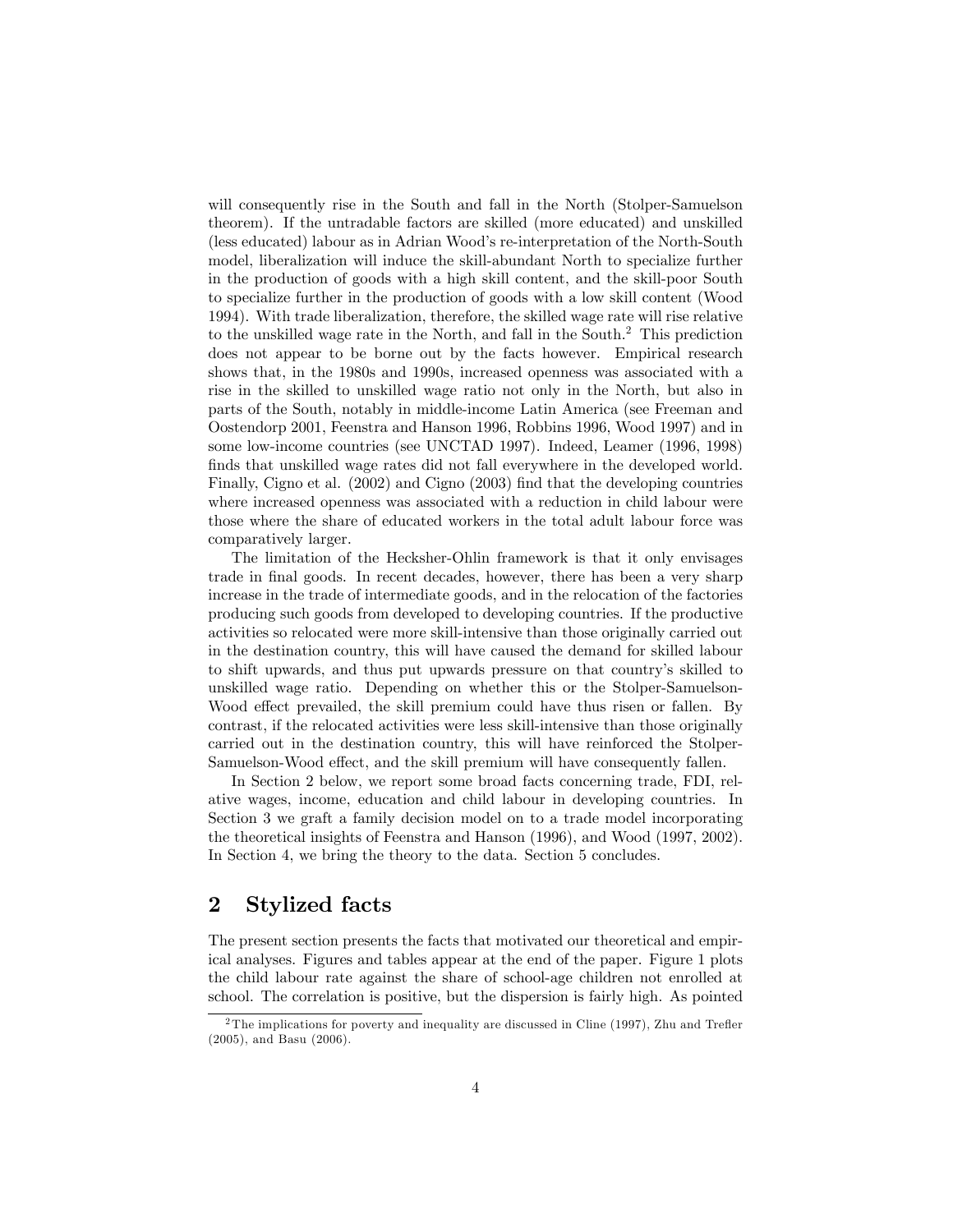will consequently rise in the South and fall in the North (Stolper-Samuelson theorem). If the untradable factors are skilled (more educated) and unskilled (less educated) labour as in Adrian Wood's re-interpretation of the North-South model, liberalization will induce the skill-abundant North to specialize further in the production of goods with a high skill content, and the skill-poor South to specialize further in the production of goods with a low skill content (Wood 1994). With trade liberalization, therefore, the skilled wage rate will rise relative to the unskilled wage rate in the North, and fall in the South.[2] This prediction does not appear to be borne out by the facts however. Empirical research shows that, in the 1980s and 1990s, increased openness was associated with a rise in the skilled to unskilled wage ratio not only in the North, but also in parts of the South, notably in middle-income Latin America (see Freeman and Oostendorp 2001, Feenstra and Hanson 1996, Robbins 1996, Wood 1997) and in some low-income countries (see UNCTAD 1997). Indeed, Leamer (1996, 1998) finds that unskilled wage rates did not fall everywhere in the developed world. Finally, Cigno et al. (2002) and Cigno (2003) find that the developing countries where increased openness was associated with a reduction in child labour were those where the share of educated workers in the total adult labour force was comparatively larger.

The limitation of the Hecksher-Ohlin framework is that it only envisages trade in final goods. In recent decades, however, there has been a very sharp increase in the trade of intermediate goods, and in the relocation of the factories producing such goods from developed to developing countries. If the productive activities so relocated were more skill-intensive than those originally carried out in the destination country, this will have caused the demand for skilled labour to shift upwards, and thus put upwards pressure on that country's skilled to unskilled wage ratio. Depending on whether this or the Stolper-Samuelson-Wood effect prevailed, the skill premium could have thus risen or fallen. By contrast, if the relocated activities were less skill-intensive than those originally carried out in the destination country, this will have reinforced the Stolper-Samuelson-Wood effect, and the skill premium will have consequently fallen.

In Section 2 below, we report some broad facts concerning trade, FDI, relative wages, income, education and child labour in developing countries. In Section 3 we graft a family decision model on to a trade model incorporating the theoretical insights of Feenstra and Hanson (1996), and Wood (1997, 2002). In Section 4, we bring the theory to the data. Section 5 concludes.

## 2 Stylized facts

The present section presents the facts that motivated our theoretical and empirical analyses. Figures and tables appear at the end of the paper. Figure 1 plots the child labour rate against the share of school-age children not enrolled at school. The correlation is positive, but the dispersion is fairly high. As pointed

[2] The implications for poverty and inequality are discussed in Cline (1997), Zhu and Trefler (2005), and Basu (2006).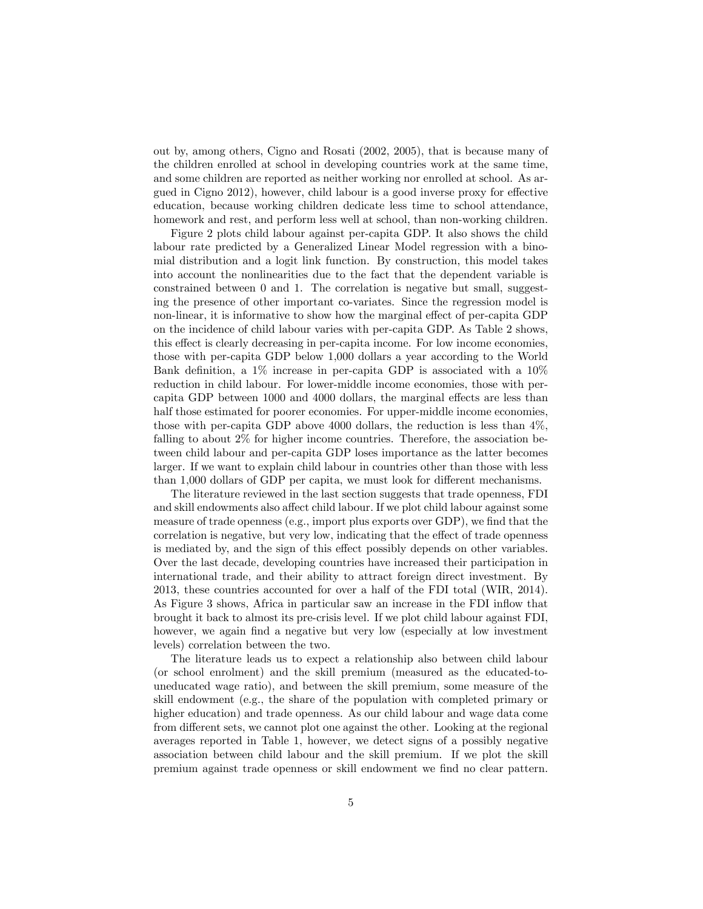out by, among others, Cigno and Rosati (2002, 2005), that is because many of the children enrolled at school in developing countries work at the same time, and some children are reported as neither working nor enrolled at school. As argued in Cigno 2012), however, child labour is a good inverse proxy for effective education, because working children dedicate less time to school attendance, homework and rest, and perform less well at school, than non-working children.

Figure 2 plots child labour against per-capita GDP. It also shows the child labour rate predicted by a Generalized Linear Model regression with a binomial distribution and a logit link function. By construction, this model takes into account the nonlinearities due to the fact that the dependent variable is constrained between 0 and 1. The correlation is negative but small, suggesting the presence of other important co-variates. Since the regression model is non-linear, it is informative to show how the marginal effect of per-capita GDP on the incidence of child labour varies with per-capita GDP. As Table 2 shows, this effect is clearly decreasing in per-capita income. For low income economies, those with per-capita GDP below 1,000 dollars a year according to the World Bank definition, a 1% increase in per-capita GDP is associated with a 10% reduction in child labour. For lower-middle income economies, those with per-capita GDP between 1000 and 4000 dollars, the marginal effects are less than half those estimated for poorer economies. For upper-middle income economies, those with per-capita GDP above 4000 dollars, the reduction is less than 4%, falling to about 2% for higher income countries. Therefore, the association between child labour and per-capita GDP loses importance as the latter becomes larger. If we want to explain child labour in countries other than those with less than 1,000 dollars of GDP per capita, we must look for different mechanisms.

The literature reviewed in the last section suggests that trade openness, FDI and skill endowments also affect child labour. If we plot child labour against some measure of trade openness (e.g., import plus exports over GDP), we find that the correlation is negative, but very low, indicating that the effect of trade openness is mediated by, and the sign of this effect possibly depends on other variables. Over the last decade, developing countries have increased their participation in international trade, and their ability to attract foreign direct investment. By 2013, these countries accounted for over a half of the FDI total (WIR, 2014). As Figure 3 shows, Africa in particular saw an increase in the FDI inflow that brought it back to almost its pre-crisis level. If we plot child labour against FDI, however, we again find a negative but very low (especially at low investment levels) correlation between the two.

The literature leads us to expect a relationship also between child labour (or school enrolment) and the skill premium (measured as the educated-to-uneducated wage ratio), and between the skill premium, some measure of the skill endowment (e.g., the share of the population with completed primary or higher education) and trade openness. As our child labour and wage data come from different sets, we cannot plot one against the other. Looking at the regional averages reported in Table 1, however, we detect signs of a possibly negative association between child labour and the skill premium. If we plot the skill premium against trade openness or skill endowment we find no clear pattern.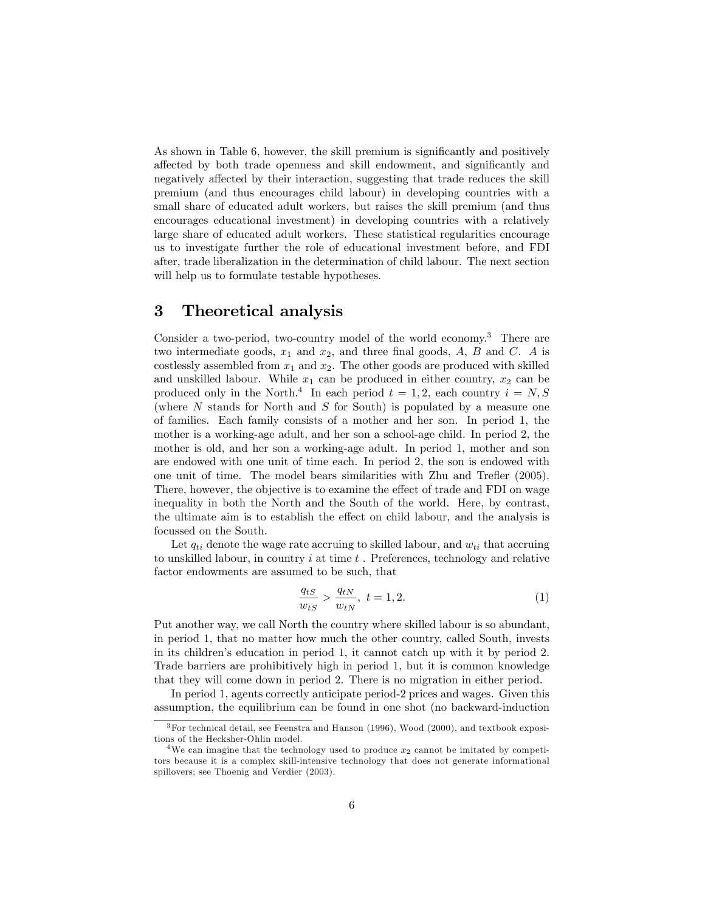As shown in Table 6, however, the skill premium is significantly and positively affected by both trade openness and skill endowment, and significantly and negatively affected by their interaction, suggesting that trade reduces the skill premium (and thus encourages child labour) in developing countries with a small share of educated adult workers, but raises the skill premium (and thus encourages educational investment) in developing countries with a relatively large share of educated adult workers. These statistical regularities encourage us to investigate further the role of educational investment before, and FDI after, trade liberalization in the determination of child labour. The next section will help us to formulate testable hypotheses.

# 3 Theoretical analysis

Consider a two-period, two-country model of the world economy.[3] There are two intermediate goods, $x_1$ and $x_2$, and three final goods, $A$, $B$ and $C$. $A$ is costlessly assembled from $x_1$ and $x_2$. The other goods are produced with skilled and unskilled labour. While $x_1$ can be produced in either country, $x_2$ can be produced only in the North.[4] In each period $t = 1, 2$, each country $i = N, S$ (where $N$ stands for North and $S$ for South) is populated by a measure one of families. Each family consists of a mother and her son. In period 1, the mother is a working-age adult, and her son a school-age child. In period 2, the mother is old, and her son a working-age adult. In period 1, mother and son are endowed with one unit of time each. In period 2, the son is endowed with one unit of time. The model bears similarities with Zhu and Trefler (2005). There, however, the objective is to examine the effect of trade and FDI on wage inequality in both the North and the South of the world. Here, by contrast, the ultimate aim is to establish the effect on child labour, and the analysis is focussed on the South.

Let $q_{ti}$ denote the wage rate accruing to skilled labour, and $w_{ti}$ that accruing to unskilled labour, in country $i$ at time $t$ . Preferences, technology and relative factor endowments are assumed to be such, that

$$\frac{q_{tS}}{w_{tS}} > \frac{q_{tN}}{w_{tN}}, \ t = 1, 2. \tag{1}$$

Put another way, we call North the country where skilled labour is so abundant, in period 1, that no matter how much the other country, called South, invests in its children's education in period 1, it cannot catch up with it by period 2. Trade barriers are prohibitively high in period 1, but it is common knowledge that they will come down in period 2. There is no migration in either period.

In period 1, agents correctly anticipate period-2 prices and wages. Given this assumption, the equilibrium can be found in one shot (no backward-induction

[3] For technical detail, see Feenstra and Hanson (1996), Wood (2000), and textbook expositions of the Hecksher-Ohlin model.

[4] We can imagine that the technology used to produce $x_2$ cannot be imitated by competitors because it is a complex skill-intensive technology that does not generate informational spillovers; see Thoenig and Verdier (2003).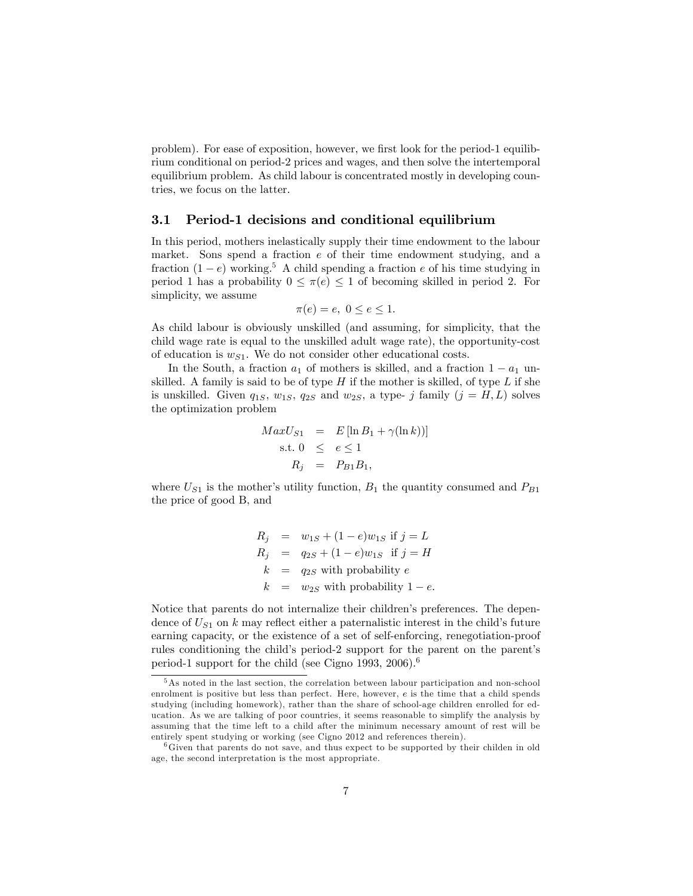problem). For ease of exposition, however, we first look for the period-1 equilibrium conditional on period-2 prices and wages, and then solve the intertemporal equilibrium problem. As child labour is concentrated mostly in developing countries, we focus on the latter.

## 3.1 Period-1 decisions and conditional equilibrium

In this period, mothers inelastically supply their time endowment to the labour market. Sons spend a fraction $e$ of their time endowment studying, and a fraction $(1-e)$ working.[5] A child spending a fraction $e$ of his time studying in period 1 has a probability $0 \leq \pi(e) \leq 1$ of becoming skilled in period 2. For simplicity, we assume

$$\pi(e) = e,\ 0 \leq e \leq 1.$$

As child labour is obviously unskilled (and assuming, for simplicity, that the child wage rate is equal to the unskilled adult wage rate), the opportunity-cost of education is $w_{S1}$. We do not consider other educational costs.

In the South, a fraction $a_1$ of mothers is skilled, and a fraction $1-a_1$ unskilled. A family is said to be of type $H$ if the mother is skilled, of type $L$ if she is unskilled. Given $q_{1S}$, $w_{1S}$, $q_{2S}$ and $w_{2S}$, a type- $j$ family ($j = H, L$) solves the optimization problem

$$\begin{aligned} MaxU_{S1} &= E\left[\ln B_1 + \gamma(\ln k)\right] \\ \text{s.t. } 0 &\leq e \leq 1 \\ R_j &= P_{B1}B_1, \end{aligned}$$

where $U_{S1}$ is the mother's utility function, $B_1$ the quantity consumed and $P_{B1}$ the price of good B, and

$$\begin{aligned} R_j &= w_{1S} + (1-e)w_{1S} \text{ if } j = L \\ R_j &= q_{2S} + (1-e)w_{1S} \text{ if } j = H \\ k &= q_{2S} \text{ with probability } e \\ k &= w_{2S} \text{ with probability } 1-e. \end{aligned}$$

Notice that parents do not internalize their children's preferences. The dependence of $U_{S1}$ on $k$ may reflect either a paternalistic interest in the child's future earning capacity, or the existence of a set of self-enforcing, renegotiation-proof rules conditioning the child's period-2 support for the parent on the parent's period-1 support for the child (see Cigno 1993, 2006).[6]

---

[5] As noted in the last section, the correlation between labour participation and non-school enrolment is positive but less than perfect. Here, however, $e$ is the time that a child spends studying (including homework), rather than the share of school-age children enrolled for education. As we are talking of poor countries, it seems reasonable to simplify the analysis by assuming that the time left to a child after the minimum necessary amount of rest will be entirely spent studying or working (see Cigno 2012 and references therein).

[6] Given that parents do not save, and thus expect to be supported by their childen in old age, the second interpretation is the most appropriate.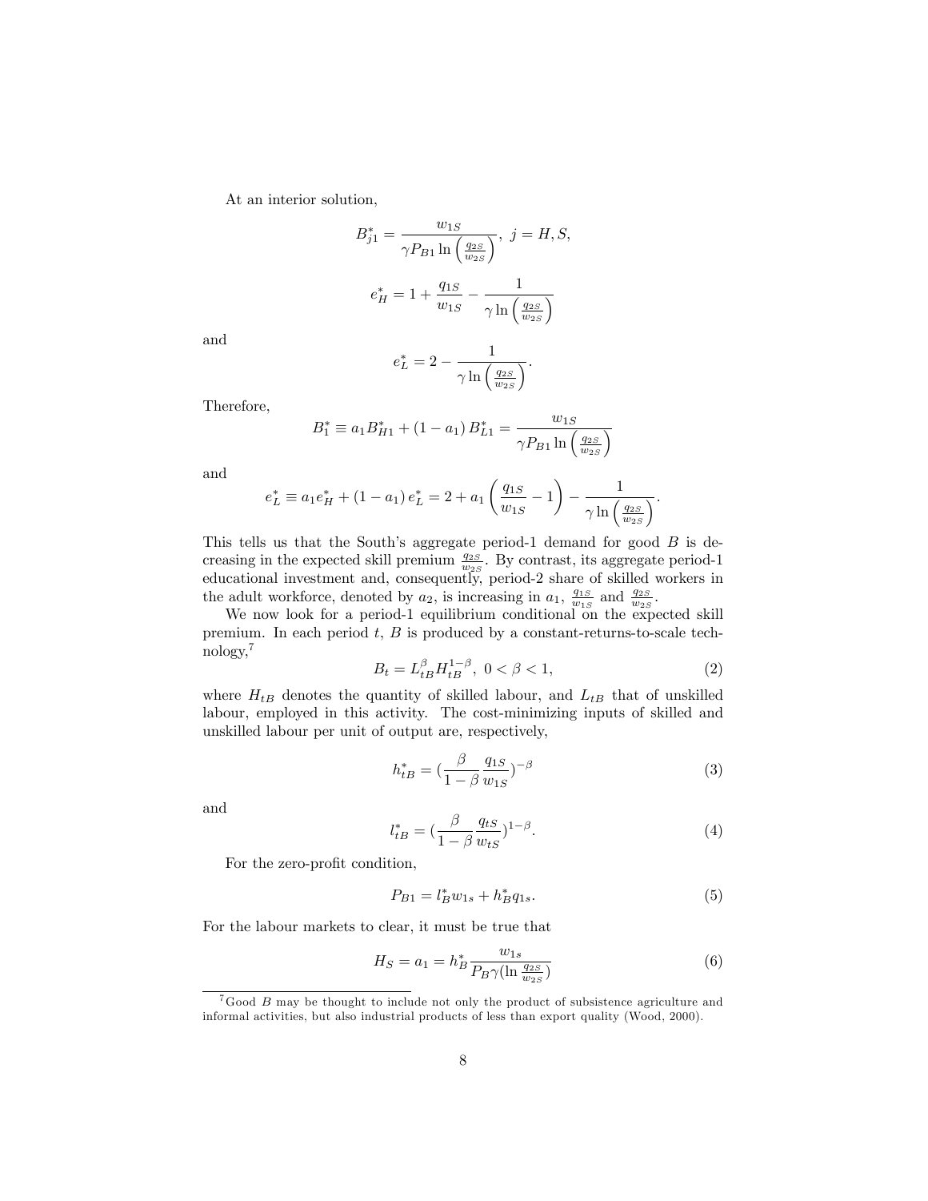At an interior solution,

$$B_{j1}^{*}=\frac{w_{1S}}{\gamma P_{B1}\ln\left(\frac{q_{2S}}{w_{2S}}\right)},\ j=H,S,$$

$$e_{H}^{*}=1+\frac{q_{1S}}{w_{1S}}-\frac{1}{\gamma\ln\left(\frac{q_{2S}}{w_{2S}}\right)}$$

and

$$e_{L}^{*}=2-\frac{1}{\gamma\ln\left(\frac{q_{2S}}{w_{2S}}\right)}.$$

Therefore,

$$B_{1}^{*}\equiv a_{1}B_{H1}^{*}+\left(1-a_{1}\right)B_{L1}^{*}=\frac{w_{1S}}{\gamma P_{B1}\ln\left(\frac{q_{2S}}{w_{2S}}\right)}$$

and

$$e_{L}^{*}\equiv a_{1}e_{H}^{*}+\left(1-a_{1}\right)e_{L}^{*}=2+a_{1}\left(\frac{q_{1S}}{w_{1S}}-1\right)-\frac{1}{\gamma\ln\left(\frac{q_{2S}}{w_{2S}}\right)}.$$

This tells us that the South's aggregate period-1 demand for good $B$ is decreasing in the expected skill premium $\frac{q_{2S}}{w_{2S}}$. By contrast, its aggregate period-1 educational investment and, consequently, period-2 share of skilled workers in the adult workforce, denoted by $a_2$, is increasing in $a_1$, $\frac{q_{1S}}{w_{1S}}$ and $\frac{q_{2S}}{w_{2S}}$.

We now look for a period-1 equilibrium conditional on the expected skill premium. In each period $t$, $B$ is produced by a constant-returns-to-scale technology,[7]

$$B_{t}=L_{tB}^{\beta}H_{tB}^{1-\beta},\ 0<\beta<1,\tag{2}$$

where $H_{tB}$ denotes the quantity of skilled labour, and $L_{tB}$ that of unskilled labour, employed in this activity. The cost-minimizing inputs of skilled and unskilled labour per unit of output are, respectively,

$$h_{tB}^{*}=(\frac{\beta}{1-\beta}\frac{q_{1S}}{w_{1S}})^{-\beta}\tag{3}$$

and

$$l_{tB}^{*}=(\frac{\beta}{1-\beta}\frac{q_{tS}}{w_{tS}})^{1-\beta}.\tag{4}$$

For the zero-profit condition,

$$P_{B1}=l_{B}^{*}w_{1s}+h_{B}^{*}q_{1s}.\tag{5}$$

For the labour markets to clear, it must be true that

$$H_{S}=a_{1}=h_{B}^{*}\frac{w_{1s}}{P_{B}\gamma(\ln\frac{q_{2S}}{w_{2S}})}\tag{6}$$

[7] Good $B$ may be thought to include not only the product of subsistence agriculture and informal activities, but also industrial products of less than export quality (Wood, 2000).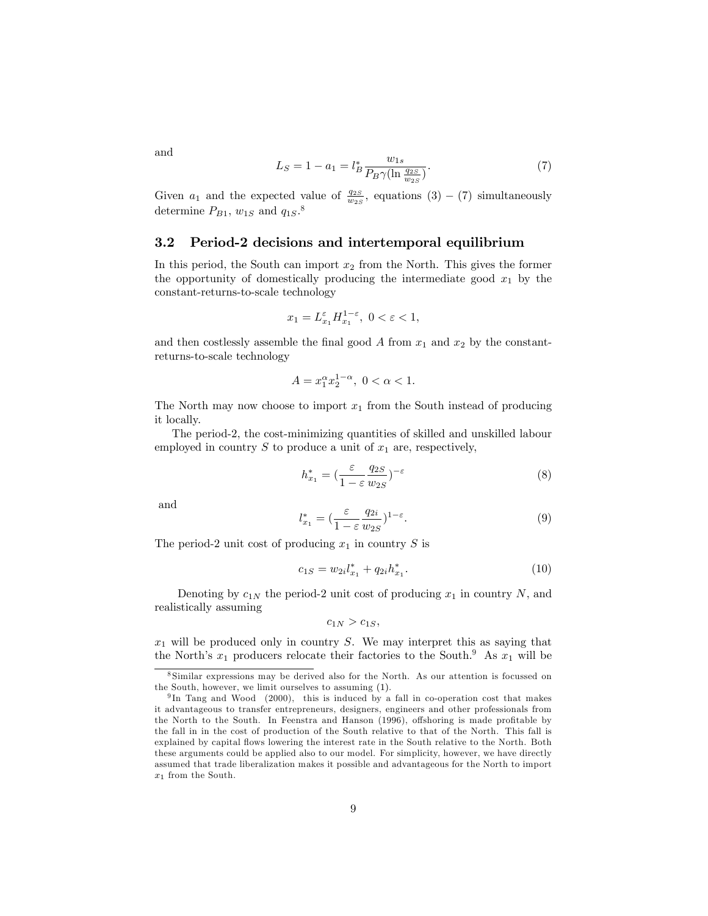and

$$L_S = 1 - a_1 = l_B^* \frac{w_{1s}}{P_B \gamma (\ln \frac{q_{2S}}{w_{2S}})}. \tag{7}$$

Given $a_1$ and the expected value of $\frac{q_{2S}}{w_{2S}}$, equations (3) – (7) simultaneously determine $P_{B1}$, $w_{1S}$ and $q_{1S}$.[8]

## 3.2 Period-2 decisions and intertemporal equilibrium

In this period, the South can import $x_2$ from the North. This gives the former the opportunity of domestically producing the intermediate good $x_1$ by the constant-returns-to-scale technology

$$x_1 = L_{x_1}^{\varepsilon} H_{x_1}^{1-\varepsilon}, \ 0 < \varepsilon < 1,$$

and then costlessly assemble the final good $A$ from $x_1$ and $x_2$ by the constant-returns-to-scale technology

$$A = x_1^{\alpha} x_2^{1-\alpha}, \ 0 < \alpha < 1.$$

The North may now choose to import $x_1$ from the South instead of producing it locally.

The period-2, the cost-minimizing quantities of skilled and unskilled labour employed in country $S$ to produce a unit of $x_1$ are, respectively,

$$h_{x_1}^* = (\frac{\varepsilon}{1-\varepsilon} \frac{q_{2S}}{w_{2S}})^{-\varepsilon} \tag{8}$$

and

$$l_{x_1}^* = (\frac{\varepsilon}{1-\varepsilon} \frac{q_{2i}}{w_{2S}})^{1-\varepsilon}. \tag{9}$$

The period-2 unit cost of producing $x_1$ in country $S$ is

$$c_{1S} = w_{2i} l_{x_1}^* + q_{2i} h_{x_1}^*. \tag{10}$$

Denoting by $c_{1N}$ the period-2 unit cost of producing $x_1$ in country $N$, and realistically assuming

$$c_{1N} > c_{1S},$$

$x_1$ will be produced only in country $S$. We may interpret this as saying that the North's $x_1$ producers relocate their factories to the South.[9] As $x_1$ will be

---

[8] Similar expressions may be derived also for the North. As our attention is focussed on the South, however, we limit ourselves to assuming (1).

[9] In Tang and Wood (2000), this is induced by a fall in co-operation cost that makes it advantageous to transfer entrepreneurs, designers, engineers and other professionals from the North to the South. In Feenstra and Hanson (1996), offshoring is made profitable by the fall in in the cost of production of the South relative to that of the North. This fall is explained by capital flows lowering the interest rate in the South relative to the North. Both these arguments could be applied also to our model. For simplicity, however, we have directly assumed that trade liberalization makes it possible and advantageous for the North to import $x_1$ from the South.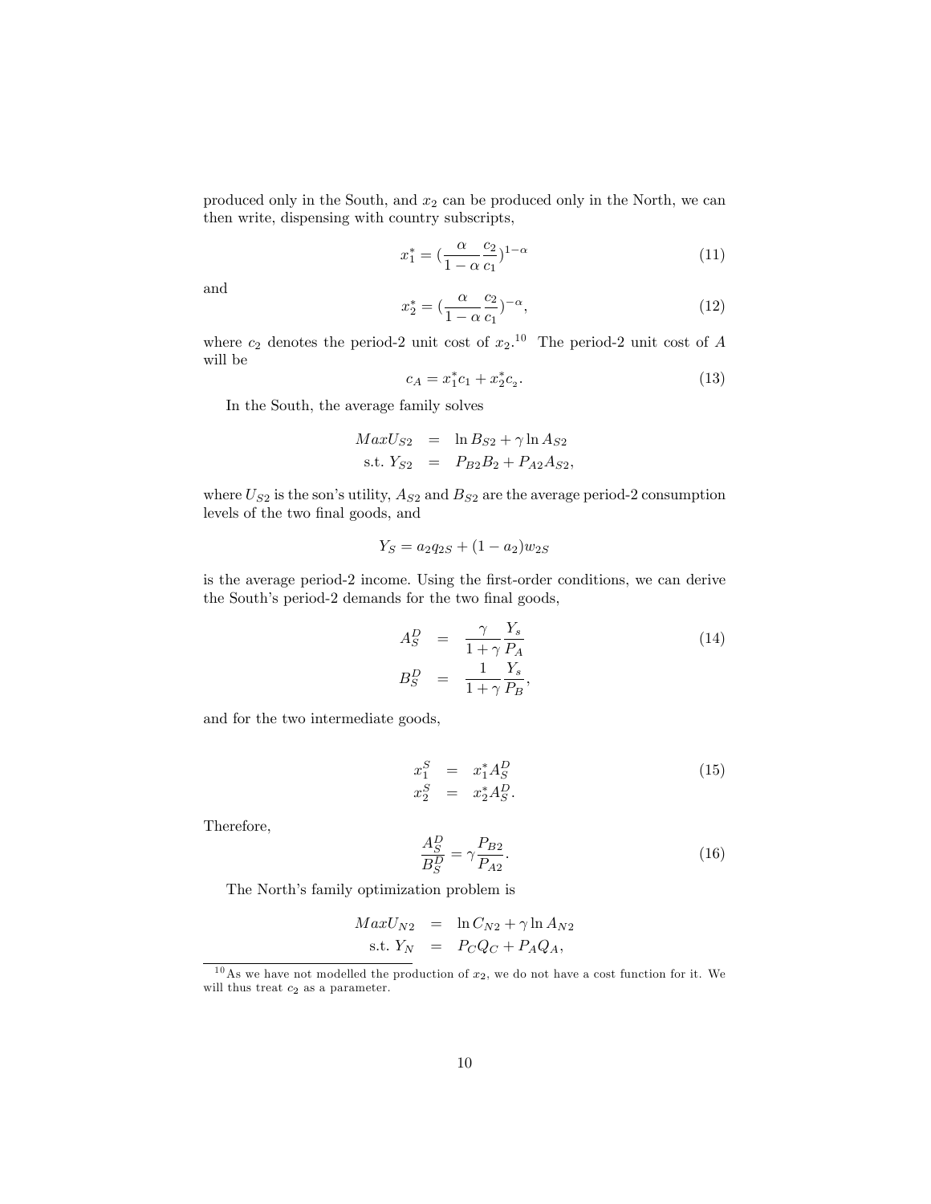produced only in the South, and $x_2$ can be produced only in the North, we can then write, dispensing with country subscripts,

$$x_1^* = (\frac{\alpha}{1-\alpha}\frac{c_2}{c_1})^{1-\alpha} \tag{11}$$

and

$$x_2^* = (\frac{\alpha}{1-\alpha}\frac{c_2}{c_1})^{-\alpha}, \tag{12}$$

where $c_2$ denotes the period-2 unit cost of $x_2$.[10] The period-2 unit cost of $A$ will be

$$c_A = x_1^* c_1 + x_2^* c_2. \tag{13}$$

In the South, the average family solves

$$\begin{aligned} MaxU_{S2} &= \ln B_{S2} + \gamma \ln A_{S2} \\ \text{s.t. } Y_{S2} &= P_{B2}B_2 + P_{A2}A_{S2}, \end{aligned}$$

where $U_{S2}$ is the son's utility, $A_{S2}$ and $B_{S2}$ are the average period-2 consumption levels of the two final goods, and

$$Y_S = a_2 q_{2S} + (1 - a_2) w_{2S}$$

is the average period-2 income. Using the first-order conditions, we can derive the South's period-2 demands for the two final goods,

$$\begin{aligned} A_S^D &= \frac{\gamma}{1+\gamma}\frac{Y_s}{P_A} \\ B_S^D &= \frac{1}{1+\gamma}\frac{Y_s}{P_B}, \end{aligned} \tag{14}$$

and for the two intermediate goods,

$$\begin{aligned} x_1^S &= x_1^* A_S^D \\ x_2^S &= x_2^* A_S^D. \end{aligned} \tag{15}$$

Therefore,

$$\frac{A_S^D}{B_S^D} = \gamma \frac{P_{B2}}{P_{A2}}. \tag{16}$$

The North's family optimization problem is

$$\begin{aligned} MaxU_{N2} &= \ln C_{N2} + \gamma \ln A_{N2} \\ \text{s.t. } Y_N &= P_C Q_C + P_A Q_A, \end{aligned}$$

[10] As we have not modelled the production of $x_2$, we do not have a cost function for it. We will thus treat $c_2$ as a parameter.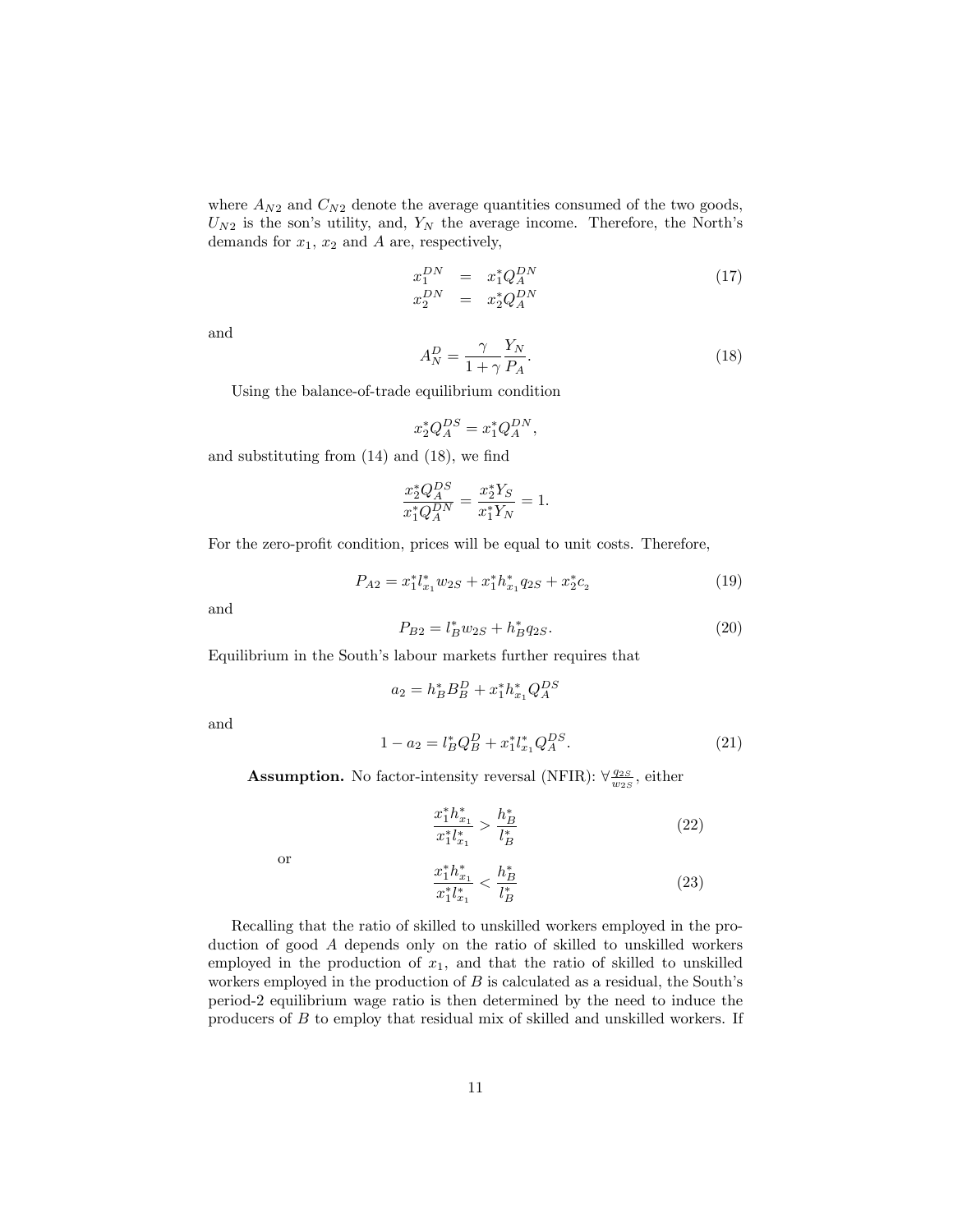where $A_{N2}$ and $C_{N2}$ denote the average quantities consumed of the two goods, $U_{N2}$ is the son's utility, and, $Y_N$ the average income. Therefore, the North's demands for $x_1$, $x_2$ and $A$ are, respectively,

$$
\begin{aligned}
x_1^{DN} &= x_1^* Q_A^{DN} \\
x_2^{DN} &= x_2^* Q_A^{DN}
\end{aligned}
\tag{17}
$$

and

$$
A_N^D = \frac{\gamma}{1+\gamma}\frac{Y_N}{P_A}. \tag{18}
$$

Using the balance-of-trade equilibrium condition

$$
x_2^* Q_A^{DS} = x_1^* Q_A^{DN},
$$

and substituting from (14) and (18), we find

$$
\frac{x_2^* Q_A^{DS}}{x_1^* Q_A^{DN}} = \frac{x_2^* Y_S}{x_1^* Y_N} = 1.
$$

For the zero-profit condition, prices will be equal to unit costs. Therefore,

$$
P_{A2} = x_1^* l_{x_1}^* w_{2S} + x_1^* h_{x_1}^* q_{2S} + x_2^* c_2 \tag{19}
$$

and

$$
P_{B2} = l_B^* w_{2S} + h_B^* q_{2S}. \tag{20}
$$

Equilibrium in the South's labour markets further requires that

$$
a_2 = h_B^* B_B^D + x_1^* h_{x_1}^* Q_A^{DS}
$$

and

$$
1 - a_2 = l_B^* Q_B^D + x_1^* l_{x_1}^* Q_A^{DS}. \tag{21}
$$

**Assumption.** No factor-intensity reversal (NFIR): $\forall \frac{q_{2S}}{w_{2S}}$, either

$$
\frac{x_1^* h_{x_1}^*}{x_1^* l_{x_1}^*} > \frac{h_B^*}{l_B^*} \tag{22}
$$

or

$$
\frac{x_1^* h_{x_1}^*}{x_1^* l_{x_1}^*} < \frac{h_B^*}{l_B^*} \tag{23}
$$

Recalling that the ratio of skilled to unskilled workers employed in the production of good $A$ depends only on the ratio of skilled to unskilled workers employed in the production of $x_1$, and that the ratio of skilled to unskilled workers employed in the production of $B$ is calculated as a residual, the South's period-2 equilibrium wage ratio is then determined by the need to induce the producers of $B$ to employ that residual mix of skilled and unskilled workers. If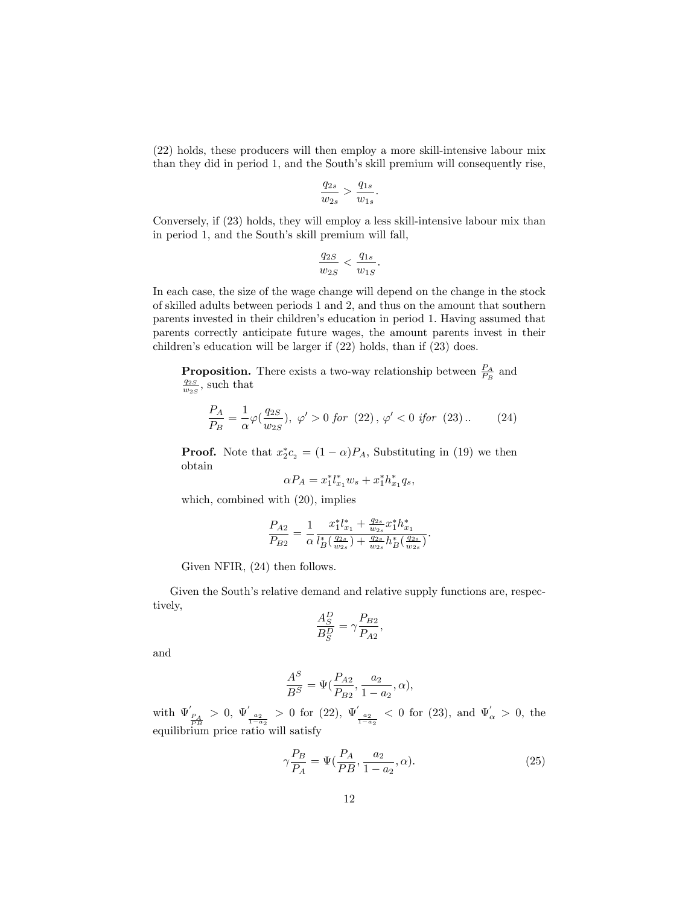(22) holds, these producers will then employ a more skill-intensive labour mix than they did in period 1, and the South's skill premium will consequently rise,

$$\frac{q_{2s}}{w_{2s}} > \frac{q_{1s}}{w_{1s}}.$$

Conversely, if (23) holds, they will employ a less skill-intensive labour mix than in period 1, and the South's skill premium will fall,

$$\frac{q_{2S}}{w_{2S}} < \frac{q_{1s}}{w_{1S}}.$$

In each case, the size of the wage change will depend on the change in the stock of skilled adults between periods 1 and 2, and thus on the amount that southern parents invested in their children's education in period 1. Having assumed that parents correctly anticipate future wages, the amount parents invest in their children's education will be larger if (22) holds, than if (23) does.

> **Proposition.** There exists a two-way relationship between $\frac{P_A}{P_B}$ and $\frac{q_{2S}}{w_{2S}}$, such that
>
> $$\frac{P_A}{P_B} = \frac{1}{\alpha}\varphi(\frac{q_{2S}}{w_{2S}}),\ \varphi' > 0\ for\ (22),\ \varphi' < 0\ ifor\ (23).. \tag{24}$$
>
> **Proof.** Note that $x_2^* c_{c_2} = (1-\alpha)P_A$, Substituting in (19) we then obtain
>
> $$\alpha P_A = x_1^* l_{x_1}^* w_s + x_1^* h_{x_1}^* q_s,$$
>
> which, combined with (20), implies
>
> $$\frac{P_{A2}}{P_{B2}} = \frac{1}{\alpha}\frac{x_1^* l_{x_1}^* + \frac{q_{2s}}{w_{2s}} x_1^* h_{x_1}^*}{l_B^*(\frac{q_{2s}}{w_{2s}}) + \frac{q_{2s}}{w_{2s}} h_B^*(\frac{q_{2s}}{w_{2s}})}.$$
>
> Given NFIR, (24) then follows.

Given the South's relative demand and relative supply functions are, respectively,

$$\frac{A_S^D}{B_S^D} = \gamma\frac{P_{B2}}{P_{A2}},$$

and

$$\frac{A^S}{B^S} = \Psi(\frac{P_{A2}}{P_{B2}}, \frac{a_2}{1-a_2}, \alpha),$$

with $\Psi'_{\frac{P_A}{PB}} > 0$, $\Psi'_{\frac{a_2}{1-a_2}} > 0$ for (22), $\Psi'_{\frac{a_2}{1-a_2}} < 0$ for (23), and $\Psi'_{\alpha} > 0$, the equilibrium price ratio will satisfy

$$\gamma\frac{P_B}{P_A} = \Psi(\frac{P_A}{PB}, \frac{a_2}{1-a_2}, \alpha). \tag{25}$$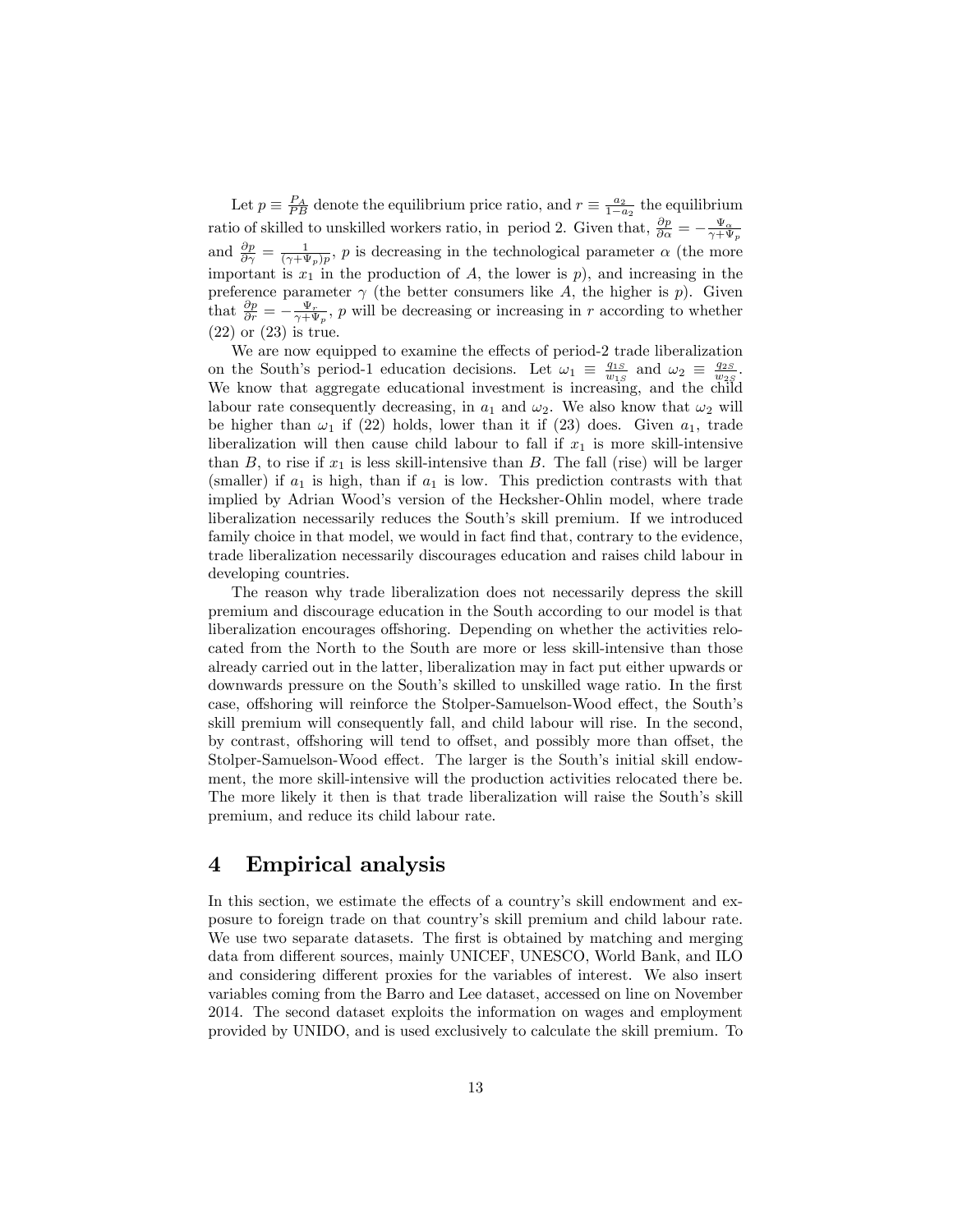Let $p \equiv \frac{P_A}{PB}$ denote the equilibrium price ratio, and $r \equiv \frac{a_2}{1-a_2}$ the equilibrium ratio of skilled to unskilled workers ratio, in period 2. Given that, $\frac{\partial p}{\partial \alpha} = -\frac{\Psi_\alpha}{\gamma + \Psi_p}$ and $\frac{\partial p}{\partial \gamma} = \frac{1}{(\gamma + \Psi_p)p}$, $p$ is decreasing in the technological parameter $\alpha$ (the more important is $x_1$ in the production of $A$, the lower is $p$), and increasing in the preference parameter $\gamma$ (the better consumers like $A$, the higher is $p$). Given that $\frac{\partial p}{\partial r} = -\frac{\Psi_r}{\gamma + \Psi_p}$, $p$ will be decreasing or increasing in $r$ according to whether (22) or (23) is true.

We are now equipped to examine the effects of period-2 trade liberalization on the South's period-1 education decisions. Let $\omega_1 \equiv \frac{q_{1S}}{w_{1S}}$ and $\omega_2 \equiv \frac{q_{2S}}{w_{2S}}$. We know that aggregate educational investment is increasing, and the child labour rate consequently decreasing, in $a_1$ and $\omega_2$. We also know that $\omega_2$ will be higher than $\omega_1$ if (22) holds, lower than it if (23) does. Given $a_1$, trade liberalization will then cause child labour to fall if $x_1$ is more skill-intensive than $B$, to rise if $x_1$ is less skill-intensive than $B$. The fall (rise) will be larger (smaller) if $a_1$ is high, than if $a_1$ is low. This prediction contrasts with that implied by Adrian Wood's version of the Hecksher-Ohlin model, where trade liberalization necessarily reduces the South's skill premium. If we introduced family choice in that model, we would in fact find that, contrary to the evidence, trade liberalization necessarily discourages education and raises child labour in developing countries.

The reason why trade liberalization does not necessarily depress the skill premium and discourage education in the South according to our model is that liberalization encourages offshoring. Depending on whether the activities relocated from the North to the South are more or less skill-intensive than those already carried out in the latter, liberalization may in fact put either upwards or downwards pressure on the South's skilled to unskilled wage ratio. In the first case, offshoring will reinforce the Stolper-Samuelson-Wood effect, the South's skill premium will consequently fall, and child labour will rise. In the second, by contrast, offshoring will tend to offset, and possibly more than offset, the Stolper-Samuelson-Wood effect. The larger is the South's initial skill endowment, the more skill-intensive will the production activities relocated there be. The more likely it then is that trade liberalization will raise the South's skill premium, and reduce its child labour rate.

# 4 Empirical analysis

In this section, we estimate the effects of a country's skill endowment and exposure to foreign trade on that country's skill premium and child labour rate. We use two separate datasets. The first is obtained by matching and merging data from different sources, mainly UNICEF, UNESCO, World Bank, and ILO and considering different proxies for the variables of interest. We also insert variables coming from the Barro and Lee dataset, accessed on line on November 2014. The second dataset exploits the information on wages and employment provided by UNIDO, and is used exclusively to calculate the skill premium. To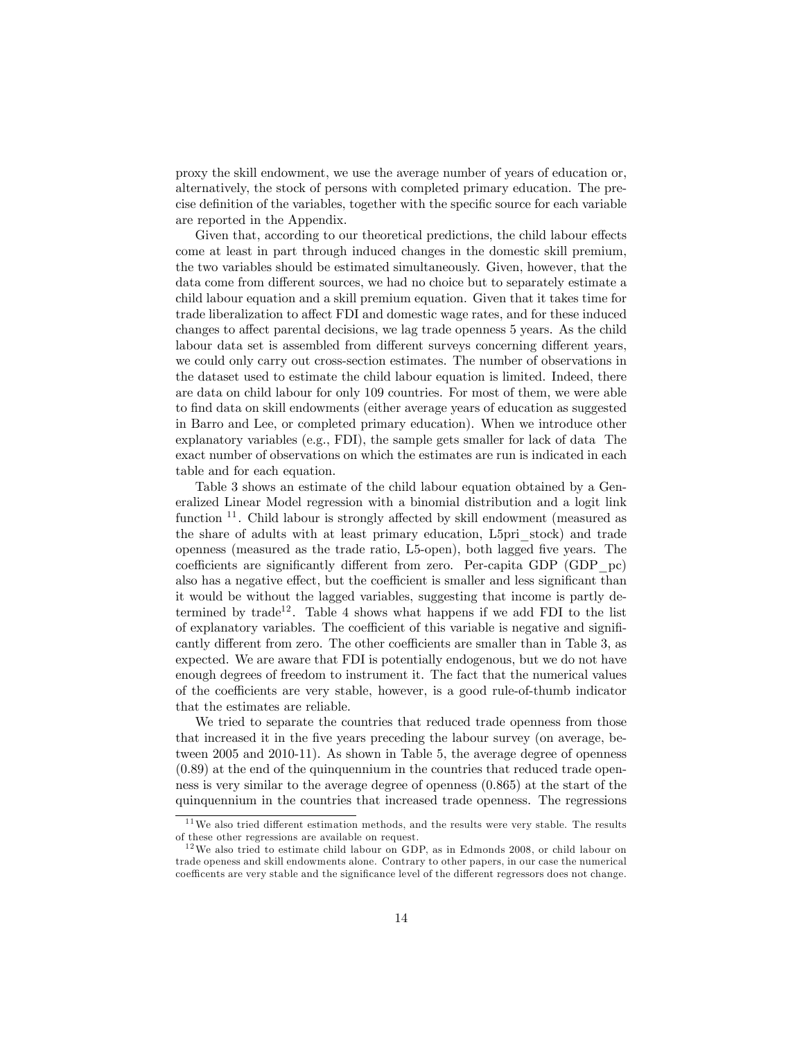proxy the skill endowment, we use the average number of years of education or, alternatively, the stock of persons with completed primary education. The precise definition of the variables, together with the specific source for each variable are reported in the Appendix.

Given that, according to our theoretical predictions, the child labour effects come at least in part through induced changes in the domestic skill premium, the two variables should be estimated simultaneously. Given, however, that the data come from different sources, we had no choice but to separately estimate a child labour equation and a skill premium equation. Given that it takes time for trade liberalization to affect FDI and domestic wage rates, and for these induced changes to affect parental decisions, we lag trade openness 5 years. As the child labour data set is assembled from different surveys concerning different years, we could only carry out cross-section estimates. The number of observations in the dataset used to estimate the child labour equation is limited. Indeed, there are data on child labour for only 109 countries. For most of them, we were able to find data on skill endowments (either average years of education as suggested in Barro and Lee, or completed primary education). When we introduce other explanatory variables (e.g., FDI), the sample gets smaller for lack of data The exact number of observations on which the estimates are run is indicated in each table and for each equation.

Table 3 shows an estimate of the child labour equation obtained by a Generalized Linear Model regression with a binomial distribution and a logit link function [11]. Child labour is strongly affected by skill endowment (measured as the share of adults with at least primary education, L5pri_stock) and trade openness (measured as the trade ratio, L5-open), both lagged five years. The coefficients are significantly different from zero. Per-capita GDP (GDP_pc) also has a negative effect, but the coefficient is smaller and less significant than it would be without the lagged variables, suggesting that income is partly determined by trade[12]. Table 4 shows what happens if we add FDI to the list of explanatory variables. The coefficient of this variable is negative and significantly different from zero. The other coefficients are smaller than in Table 3, as expected. We are aware that FDI is potentially endogenous, but we do not have enough degrees of freedom to instrument it. The fact that the numerical values of the coefficients are very stable, however, is a good rule-of-thumb indicator that the estimates are reliable.

We tried to separate the countries that reduced trade openness from those that increased it in the five years preceding the labour survey (on average, between 2005 and 2010-11). As shown in Table 5, the average degree of openness (0.89) at the end of the quinquennium in the countries that reduced trade openness is very similar to the average degree of openness (0.865) at the start of the quinquennium in the countries that increased trade openness. The regressions

[11] We also tried different estimation methods, and the results were very stable. The results of these other regressions are available on request.

[12] We also tried to estimate child labour on GDP, as in Edmonds 2008, or child labour on trade openess and skill endowments alone. Contrary to other papers, in our case the numerical coefficents are very stable and the significance level of the different regressors does not change.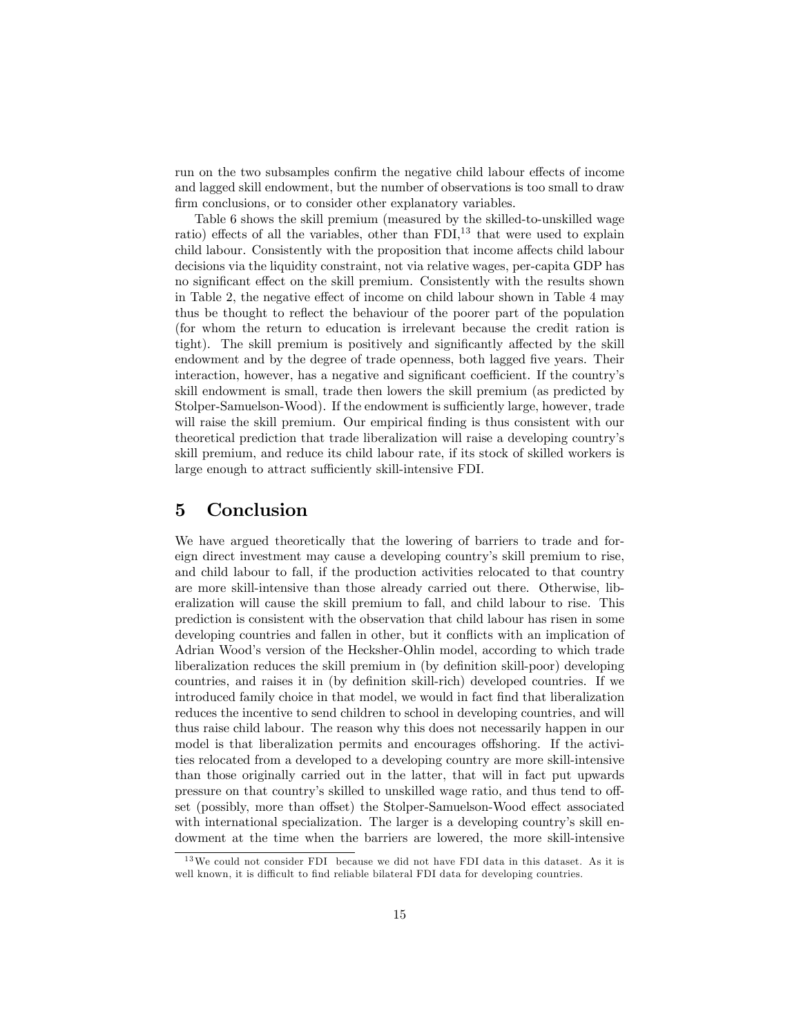run on the two subsamples confirm the negative child labour effects of income and lagged skill endowment, but the number of observations is too small to draw firm conclusions, or to consider other explanatory variables.

Table 6 shows the skill premium (measured by the skilled-to-unskilled wage ratio) effects of all the variables, other than FDI,[13] that were used to explain child labour. Consistently with the proposition that income affects child labour decisions via the liquidity constraint, not via relative wages, per-capita GDP has no significant effect on the skill premium. Consistently with the results shown in Table 2, the negative effect of income on child labour shown in Table 4 may thus be thought to reflect the behaviour of the poorer part of the population (for whom the return to education is irrelevant because the credit ration is tight). The skill premium is positively and significantly affected by the skill endowment and by the degree of trade openness, both lagged five years. Their interaction, however, has a negative and significant coefficient. If the country's skill endowment is small, trade then lowers the skill premium (as predicted by Stolper-Samuelson-Wood). If the endowment is sufficiently large, however, trade will raise the skill premium. Our empirical finding is thus consistent with our theoretical prediction that trade liberalization will raise a developing country's skill premium, and reduce its child labour rate, if its stock of skilled workers is large enough to attract sufficiently skill-intensive FDI.

# 5 Conclusion

We have argued theoretically that the lowering of barriers to trade and foreign direct investment may cause a developing country's skill premium to rise, and child labour to fall, if the production activities relocated to that country are more skill-intensive than those already carried out there. Otherwise, liberalization will cause the skill premium to fall, and child labour to rise. This prediction is consistent with the observation that child labour has risen in some developing countries and fallen in other, but it conflicts with an implication of Adrian Wood's version of the Hecksher-Ohlin model, according to which trade liberalization reduces the skill premium in (by definition skill-poor) developing countries, and raises it in (by definition skill-rich) developed countries. If we introduced family choice in that model, we would in fact find that liberalization reduces the incentive to send children to school in developing countries, and will thus raise child labour. The reason why this does not necessarily happen in our model is that liberalization permits and encourages offshoring. If the activities relocated from a developed to a developing country are more skill-intensive than those originally carried out in the latter, that will in fact put upwards pressure on that country's skilled to unskilled wage ratio, and thus tend to offset (possibly, more than offset) the Stolper-Samuelson-Wood effect associated with international specialization. The larger is a developing country's skill endowment at the time when the barriers are lowered, the more skill-intensive

[13] We could not consider FDI because we did not have FDI data in this dataset. As it is well known, it is difficult to find reliable bilateral FDI data for developing countries.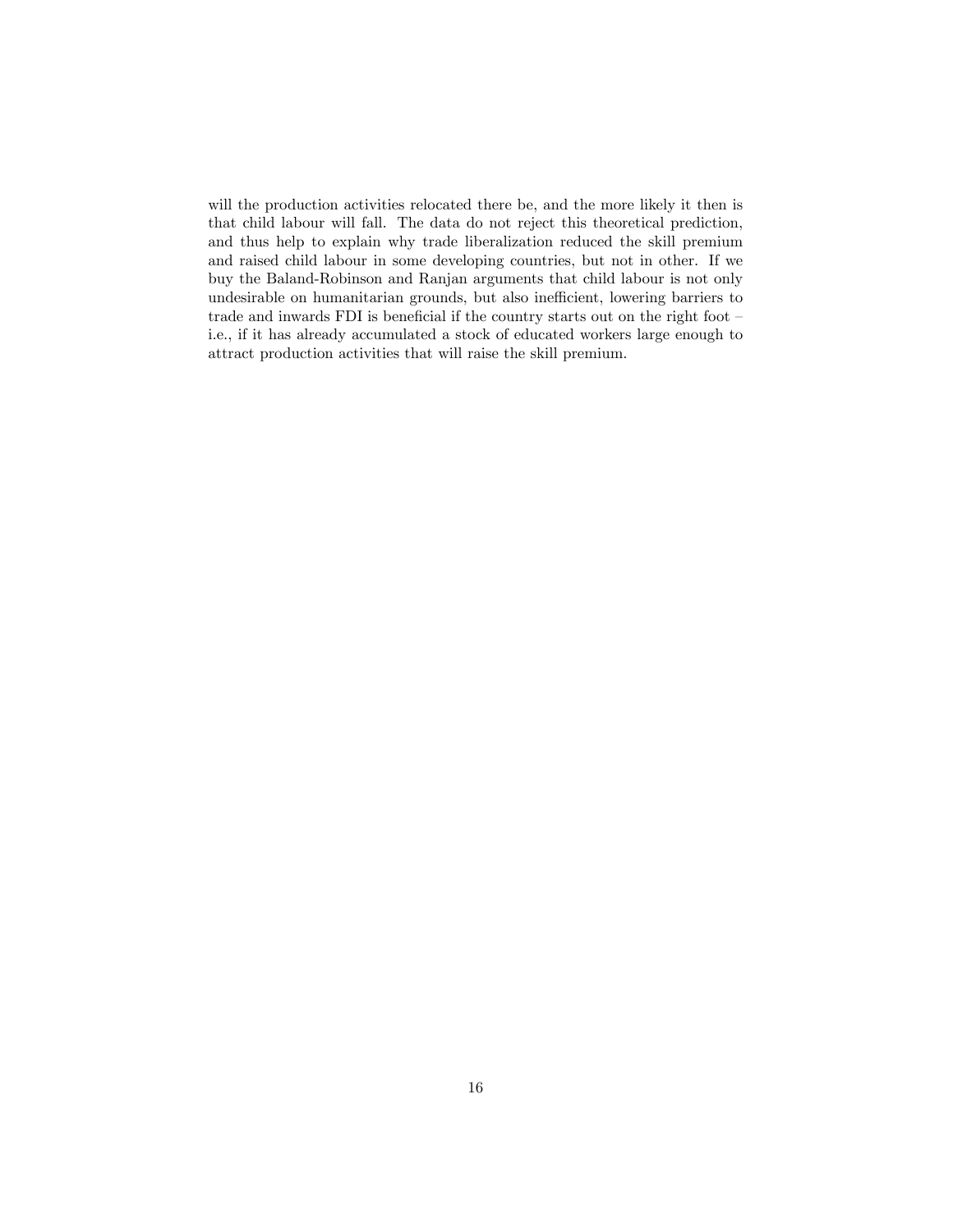will the production activities relocated there be, and the more likely it then is that child labour will fall. The data do not reject this theoretical prediction, and thus help to explain why trade liberalization reduced the skill premium and raised child labour in some developing countries, but not in other. If we buy the Baland-Robinson and Ranjan arguments that child labour is not only undesirable on humanitarian grounds, but also inefficient, lowering barriers to trade and inwards FDI is beneficial if the country starts out on the right foot – i.e., if it has already accumulated a stock of educated workers large enough to attract production activities that will raise the skill premium.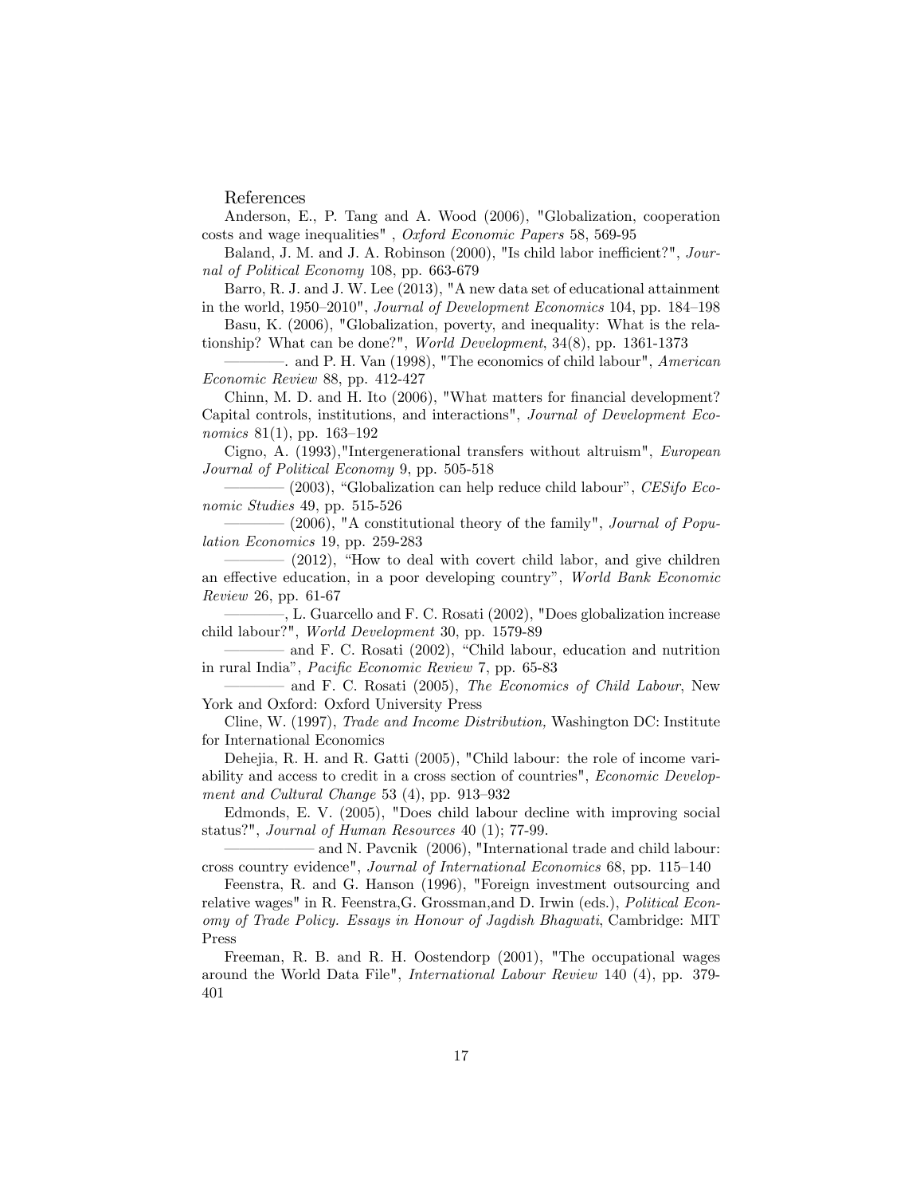# References

Anderson, E., P. Tang and A. Wood (2006), "Globalization, cooperation costs and wage inequalities" , *Oxford Economic Papers* 58, 569-95

Baland, J. M. and J. A. Robinson (2000), "Is child labor inefficient?", *Journal of Political Economy* 108, pp. 663-679

Barro, R. J. and J. W. Lee (2013), "A new data set of educational attainment in the world, 1950–2010", *Journal of Development Economics* 104, pp. 184–198

Basu, K. (2006), "Globalization, poverty, and inequality: What is the relationship? What can be done?", *World Development*, 34(8), pp. 1361-1373

————. and P. H. Van (1998), "The economics of child labour", *American Economic Review* 88, pp. 412-427

Chinn, M. D. and H. Ito (2006), "What matters for financial development? Capital controls, institutions, and interactions", *Journal of Development Economics* 81(1), pp. 163–192

Cigno, A. (1993),"Intergenerational transfers without altruism", *European Journal of Political Economy* 9, pp. 505-518

———— (2003), "Globalization can help reduce child labour", *CESifo Economic Studies* 49, pp. 515-526

———— (2006), "A constitutional theory of the family", *Journal of Population Economics* 19, pp. 259-283

———— (2012), "How to deal with covert child labor, and give children an effective education, in a poor developing country", *World Bank Economic Review* 26, pp. 61-67

————, L. Guarcello and F. C. Rosati (2002), "Does globalization increase child labour?", *World Development* 30, pp. 1579-89

———— and F. C. Rosati (2002), "Child labour, education and nutrition in rural India", *Pacific Economic Review* 7, pp. 65-83

———— and F. C. Rosati (2005), *The Economics of Child Labour*, New York and Oxford: Oxford University Press

Cline, W. (1997), *Trade and Income Distribution,* Washington DC: Institute for International Economics

Dehejia, R. H. and R. Gatti (2005), "Child labour: the role of income variability and access to credit in a cross section of countries", *Economic Development and Cultural Change* 53 (4), pp. 913–932

Edmonds, E. V. (2005), "Does child labour decline with improving social status?", *Journal of Human Resources* 40 (1); 77-99.

———— and N. Pavcnik (2006), "International trade and child labour: cross country evidence", *Journal of International Economics* 68, pp. 115–140

Feenstra, R. and G. Hanson (1996), "Foreign investment outsourcing and relative wages" in R. Feenstra,G. Grossman,and D. Irwin (eds.), *Political Economy of Trade Policy. Essays in Honour of Jagdish Bhagwati*, Cambridge: MIT Press

Freeman, R. B. and R. H. Oostendorp (2001), "The occupational wages around the World Data File", *International Labour Review* 140 (4), pp. 379-401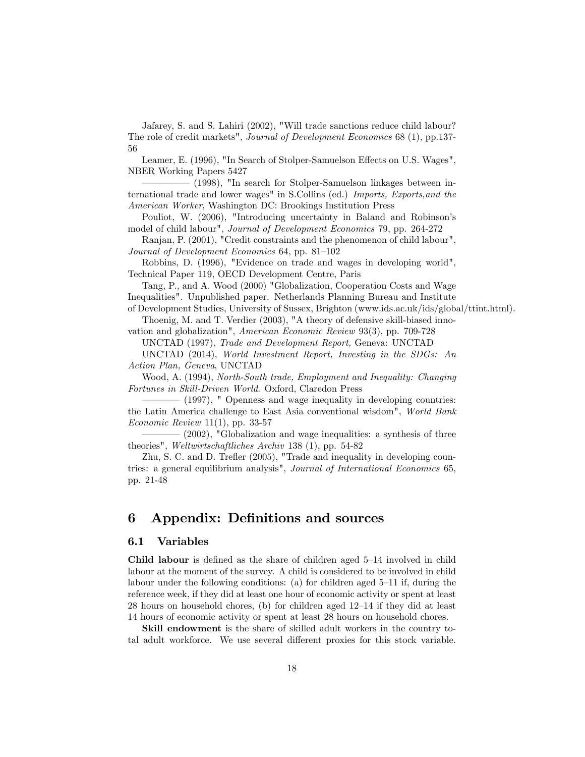Jafarey, S. and S. Lahiri (2002), "Will trade sanctions reduce child labour? The role of credit markets", *Journal of Development Economics* 68 (1), pp.137-56

Leamer, E. (1996), "In Search of Stolper-Samuelson Effects on U.S. Wages", NBER Working Papers 5427

————— (1998), "In search for Stolper-Samuelson linkages between international trade and lower wages" in S.Collins (ed.) *Imports, Exports,and the American Worker*, Washington DC: Brookings Institution Press

Pouliot, W. (2006), "Introducing uncertainty in Baland and Robinson's model of child labour", *Journal of Development Economics* 79, pp. 264-272

Ranjan, P. (2001), "Credit constraints and the phenomenon of child labour", *Journal of Development Economics* 64, pp. 81–102

Robbins, D. (1996), "Evidence on trade and wages in developing world", Technical Paper 119, OECD Development Centre, Paris

Tang, P., and A. Wood (2000) "Globalization, Cooperation Costs and Wage Inequalities". Unpublished paper. Netherlands Planning Bureau and Institute of Development Studies, University of Sussex, Brighton (www.ids.ac.uk/ids/global/ttint.html).

Thoenig, M. and T. Verdier (2003), "A theory of defensive skill-biased innovation and globalization", *American Economic Review* 93(3), pp. 709-728

UNCTAD (1997), *Trade and Development Report,* Geneva: UNCTAD

UNCTAD (2014), *World Investment Report, Investing in the SDGs: An Action Plan, Geneva*, UNCTAD

Wood, A. (1994), *North-South trade, Employment and Inequality: Changing Fortunes in Skill-Driven World*. Oxford, Claredon Press

———— (1997), " Openness and wage inequality in developing countries: the Latin America challenge to East Asia conventional wisdom", *World Bank Economic Review* 11(1), pp. 33-57

———— (2002), "Globalization and wage inequalities: a synthesis of three theories", *Weltwirtschaftliches Archiv* 138 (1), pp. 54-82

Zhu, S. C. and D. Trefler (2005), "Trade and inequality in developing countries: a general equilibrium analysis", *Journal of International Economics* 65, pp. 21-48

# 6 Appendix: Definitions and sources

## 6.1 Variables

**Child labour** is defined as the share of children aged 5–14 involved in child labour at the moment of the survey. A child is considered to be involved in child labour under the following conditions: (a) for children aged 5–11 if, during the reference week, if they did at least one hour of economic activity or spent at least 28 hours on household chores, (b) for children aged 12–14 if they did at least 14 hours of economic activity or spent at least 28 hours on household chores.

**Skill endowment** is the share of skilled adult workers in the country total adult workforce. We use several different proxies for this stock variable.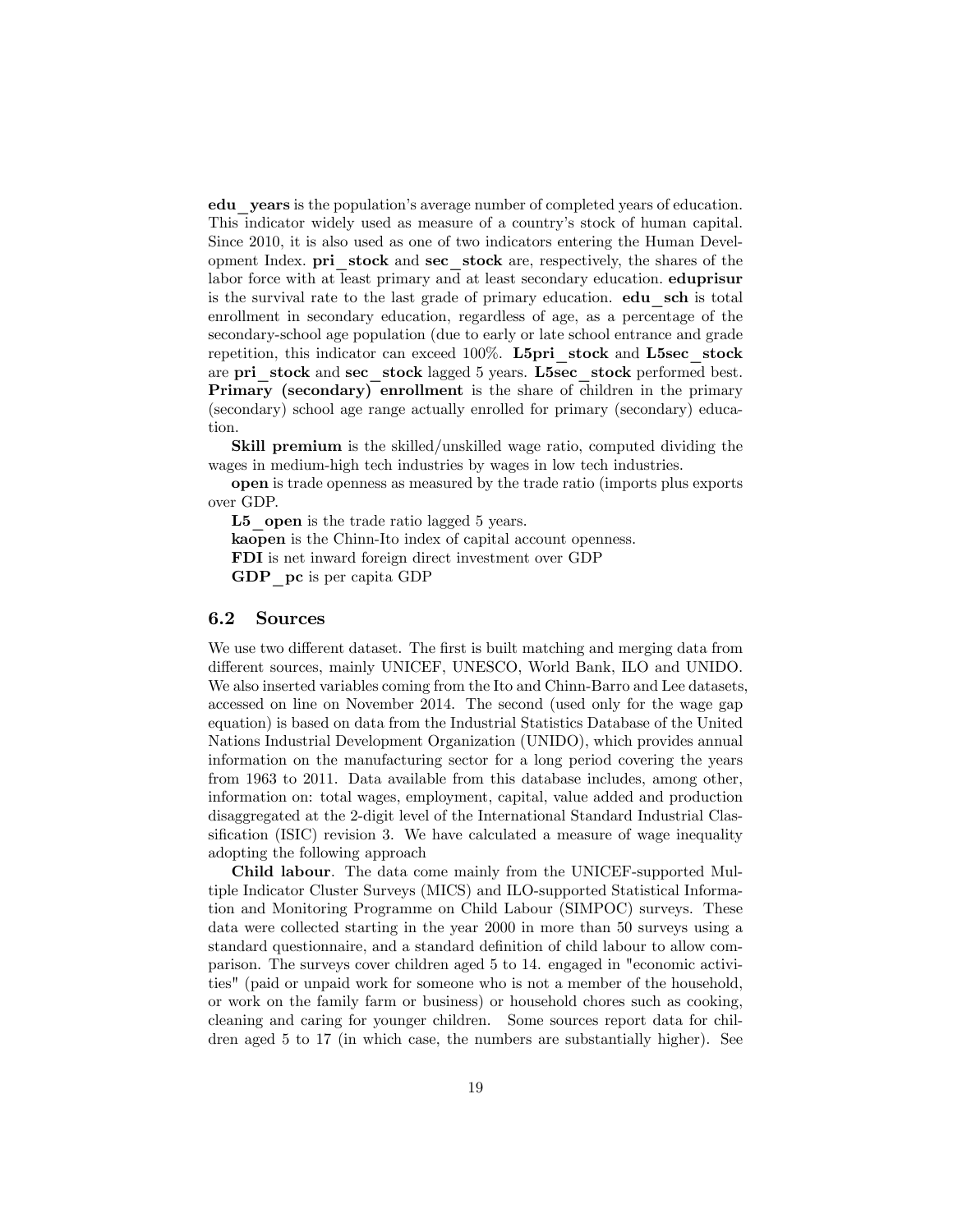**edu_years** is the population's average number of completed years of education. This indicator widely used as measure of a country's stock of human capital. Since 2010, it is also used as one of two indicators entering the Human Development Index. **pri_stock** and **sec_stock** are, respectively, the shares of the labor force with at least primary and at least secondary education. **eduprisur** is the survival rate to the last grade of primary education. **edu_sch** is total enrollment in secondary education, regardless of age, as a percentage of the secondary-school age population (due to early or late school entrance and grade repetition, this indicator can exceed 100%. **L5pri_stock** and **L5sec_stock** are **pri_stock** and **sec_stock** lagged 5 years. **L5sec_stock** performed best. **Primary (secondary) enrollment** is the share of children in the primary (secondary) school age range actually enrolled for primary (secondary) education.

**Skill premium** is the skilled/unskilled wage ratio, computed dividing the wages in medium-high tech industries by wages in low tech industries.

**open** is trade openness as measured by the trade ratio (imports plus exports over GDP.

**L5_open** is the trade ratio lagged 5 years.

**kaopen** is the Chinn-Ito index of capital account openness.

**FDI** is net inward foreign direct investment over GDP

**GDP_pc** is per capita GDP

### 6.2 Sources

We use two different dataset. The first is built matching and merging data from different sources, mainly UNICEF, UNESCO, World Bank, ILO and UNIDO. We also inserted variables coming from the Ito and Chinn-Barro and Lee datasets, accessed on line on November 2014. The second (used only for the wage gap equation) is based on data from the Industrial Statistics Database of the United Nations Industrial Development Organization (UNIDO), which provides annual information on the manufacturing sector for a long period covering the years from 1963 to 2011. Data available from this database includes, among other, information on: total wages, employment, capital, value added and production disaggregated at the 2-digit level of the International Standard Industrial Classification (ISIC) revision 3. We have calculated a measure of wage inequality adopting the following approach

**Child labour**. The data come mainly from the UNICEF-supported Multiple Indicator Cluster Surveys (MICS) and ILO-supported Statistical Information and Monitoring Programme on Child Labour (SIMPOC) surveys. These data were collected starting in the year 2000 in more than 50 surveys using a standard questionnaire, and a standard definition of child labour to allow comparison. The surveys cover children aged 5 to 14. engaged in "economic activities" (paid or unpaid work for someone who is not a member of the household, or work on the family farm or business) or household chores such as cooking, cleaning and caring for younger children. Some sources report data for children aged 5 to 17 (in which case, the numbers are substantially higher). See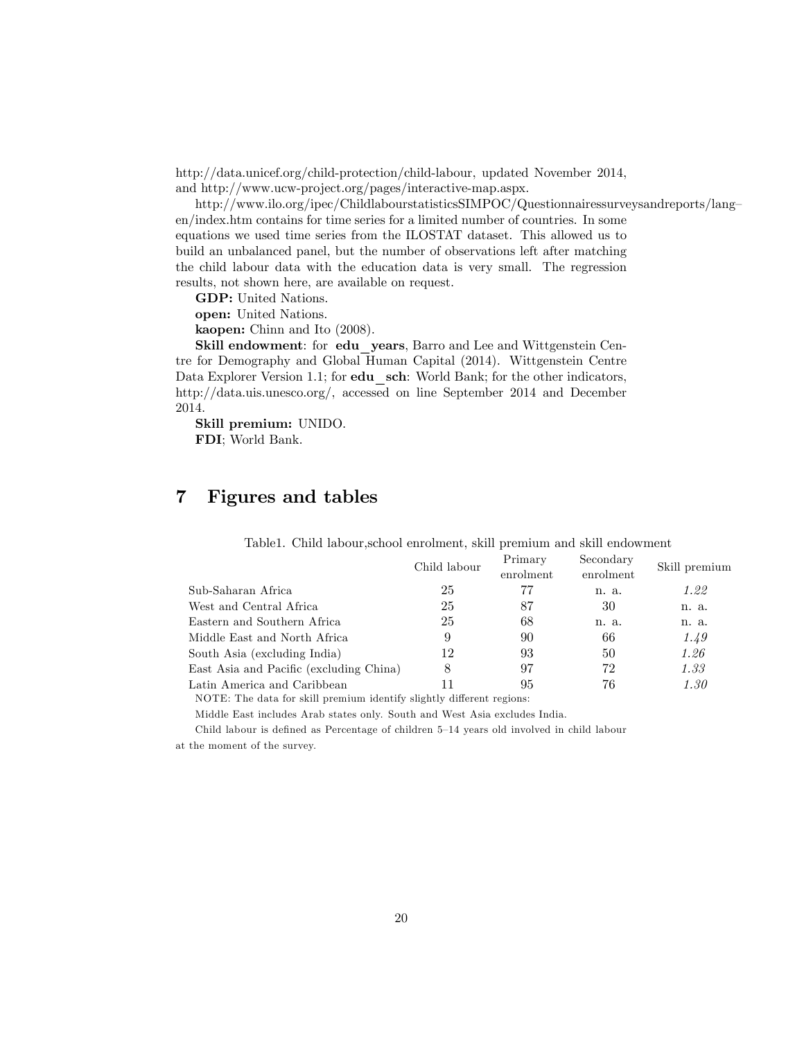http://data.unicef.org/child-protection/child-labour, updated November 2014, and http://www.ucw-project.org/pages/interactive-map.aspx.

http://www.ilo.org/ipec/ChildlabourstatisticsSIMPOC/Questionnairessurveysandreports/lang–en/index.htm contains for time series for a limited number of countries. In some equations we used time series from the ILOSTAT dataset. This allowed us to build an unbalanced panel, but the number of observations left after matching the child labour data with the education data is very small. The regression results, not shown here, are available on request.

**GDP:** United Nations.

**open:** United Nations.

**kaopen:** Chinn and Ito (2008).

**Skill endowment**: for **edu_years**, Barro and Lee and Wittgenstein Centre for Demography and Global Human Capital (2014). Wittgenstein Centre Data Explorer Version 1.1; for **edu_sch**: World Bank; for the other indicators, http://data.uis.unesco.org/, accessed on line September 2014 and December 2014.

**Skill premium:** UNIDO.

**FDI**; World Bank.

# 7 Figures and tables

Table1. Child labour,school enrolment, skill premium and skill endowment

| | Child labour | Primary enrolment | Secondary enrolment | Skill premium |
|---|---|---|---|---|
| Sub-Saharan Africa | 25 | 77 | n. a. | *1.22* |
| West and Central Africa | 25 | 87 | 30 | n. a. |
| Eastern and Southern Africa | 25 | 68 | n. a. | n. a. |
| Middle East and North Africa | 9 | 90 | 66 | *1.49* |
| South Asia (excluding India) | 12 | 93 | 50 | *1.26* |
| East Asia and Pacific (excluding China) | 8 | 97 | 72 | *1.33* |
| Latin America and Caribbean | 11 | 95 | 76 | *1.30* |

NOTE: The data for skill premium identify slightly different regions:

Middle East includes Arab states only. South and West Asia excludes India.

Child labour is defined as Percentage of children 5–14 years old involved in child labour at the moment of the survey.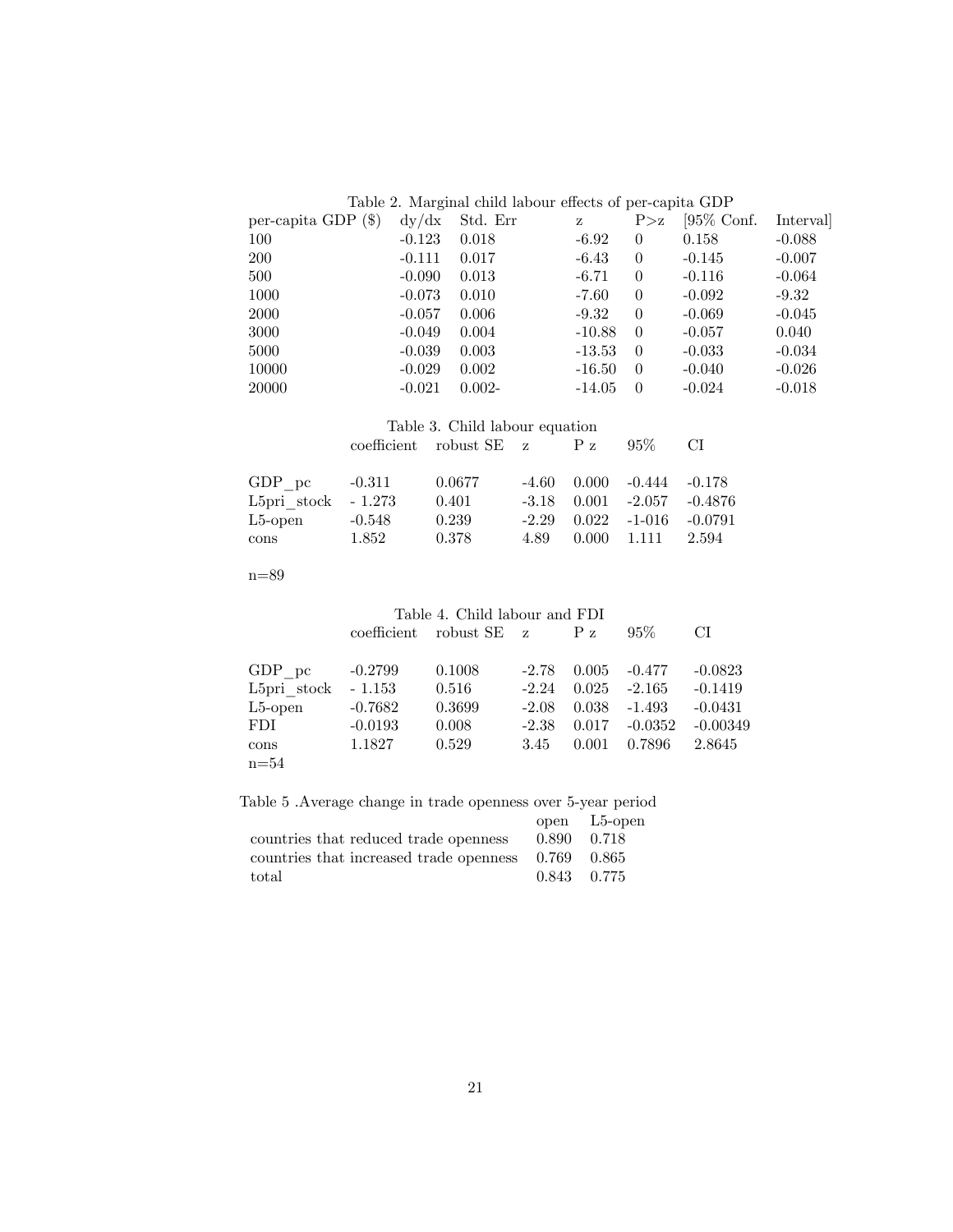Table 2. Marginal child labour effects of per-capita GDP

| per-capita GDP ($) | dy/dx | Std. Err | z | P>z | [95% Conf. | Interval] |
|---|---|---|---|---|---|---|
| 100 | -0.123 | 0.018 | -6.92 | 0 | 0.158 | -0.088 |
| 200 | -0.111 | 0.017 | -6.43 | 0 | -0.145 | -0.007 |
| 500 | -0.090 | 0.013 | -6.71 | 0 | -0.116 | -0.064 |
| 1000 | -0.073 | 0.010 | -7.60 | 0 | -0.092 | -9.32 |
| 2000 | -0.057 | 0.006 | -9.32 | 0 | -0.069 | -0.045 |
| 3000 | -0.049 | 0.004 | -10.88 | 0 | -0.057 | 0.040 |
| 5000 | -0.039 | 0.003 | -13.53 | 0 | -0.033 | -0.034 |
| 10000 | -0.029 | 0.002 | -16.50 | 0 | -0.040 | -0.026 |
| 20000 | -0.021 | 0.002- | -14.05 | 0 | -0.024 | -0.018 |

Table 3. Child labour equation

| | coefficient | robust SE | z | P z | 95% | CI |
|---|---|---|---|---|---|---|
| GDP_pc | -0.311 | 0.0677 | -4.60 | 0.000 | -0.444 | -0.178 |
| L5pri_stock | - 1.273 | 0.401 | -3.18 | 0.001 | -2.057 | -0.4876 |
| L5-open | -0.548 | 0.239 | -2.29 | 0.022 | -1-016 | -0.0791 |
| cons | 1.852 | 0.378 | 4.89 | 0.000 | 1.111 | 2.594 |

n=89

Table 4. Child labour and FDI

| | coefficient | robust SE | z | P z | 95% | CI |
|---|---|---|---|---|---|---|
| GDP_pc | -0.2799 | 0.1008 | -2.78 | 0.005 | -0.477 | -0.0823 |
| L5pri_stock | - 1.153 | 0.516 | -2.24 | 0.025 | -2.165 | -0.1419 |
| L5-open | -0.7682 | 0.3699 | -2.08 | 0.038 | -1.493 | -0.0431 |
| FDI | -0.0193 | 0.008 | -2.38 | 0.017 | -0.0352 | -0.00349 |
| cons | 1.1827 | 0.529 | 3.45 | 0.001 | 0.7896 | 2.8645 |

n=54

Table 5 .Average change in trade openness over 5-year period

| | open | L5-open |
|---|---|---|
| countries that reduced trade openness | 0.890 | 0.718 |
| countries that increased trade openness | 0.769 | 0.865 |
| total | 0.843 | 0.775 |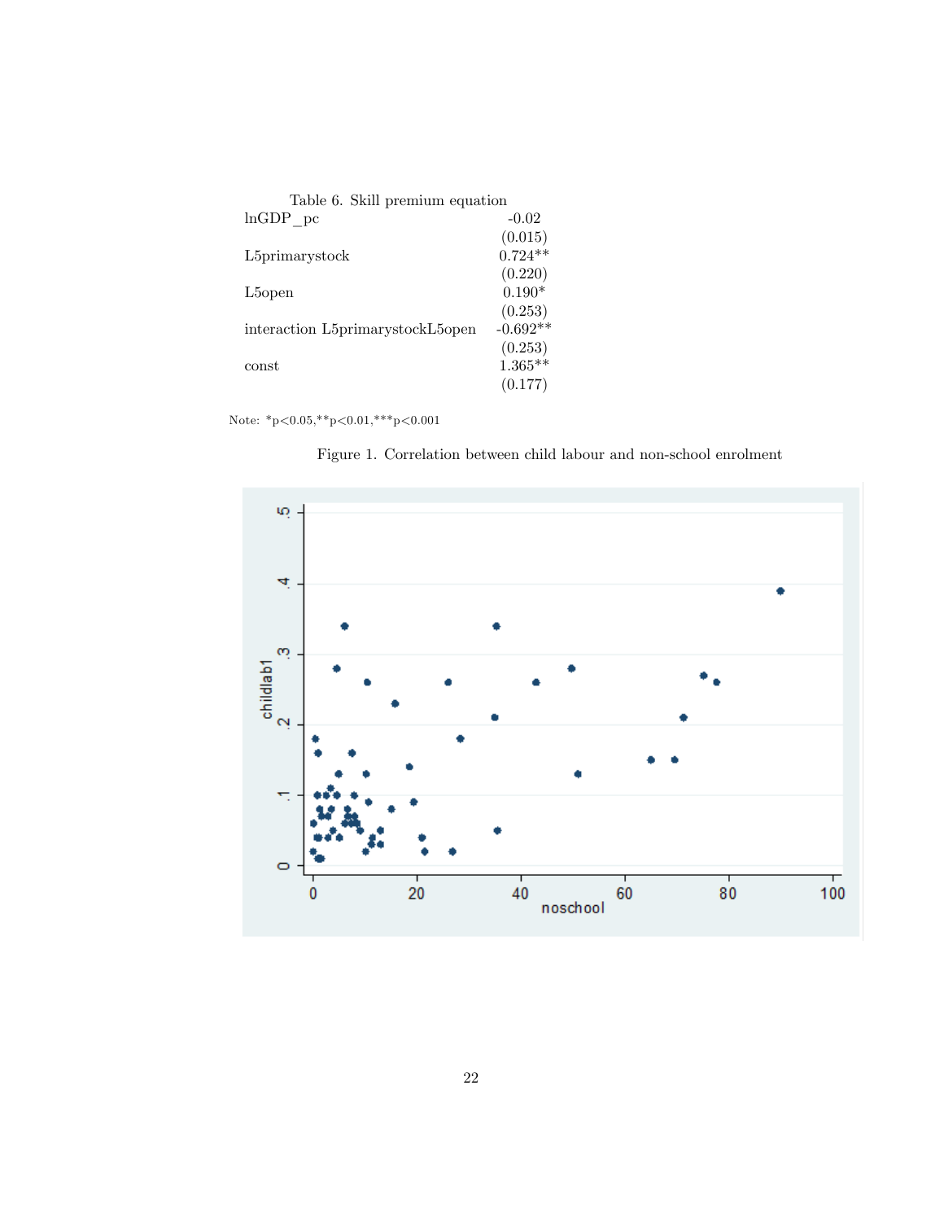Table 6. Skill premium equation

| | |
|---|---|
| lnGDP_pc | -0.02 |
| | (0.015) |
| L5primarystock | 0.724** |
| | (0.220) |
| L5open | 0.190* |
| | (0.253) |
| interaction L5primarystockL5open | -0.692** |
| | (0.253) |
| const | 1.365** |
| | (0.177) |

Note: *p<0.05,**p<0.01,***p<0.001

Figure 1. Correlation between child labour and non-school enrolment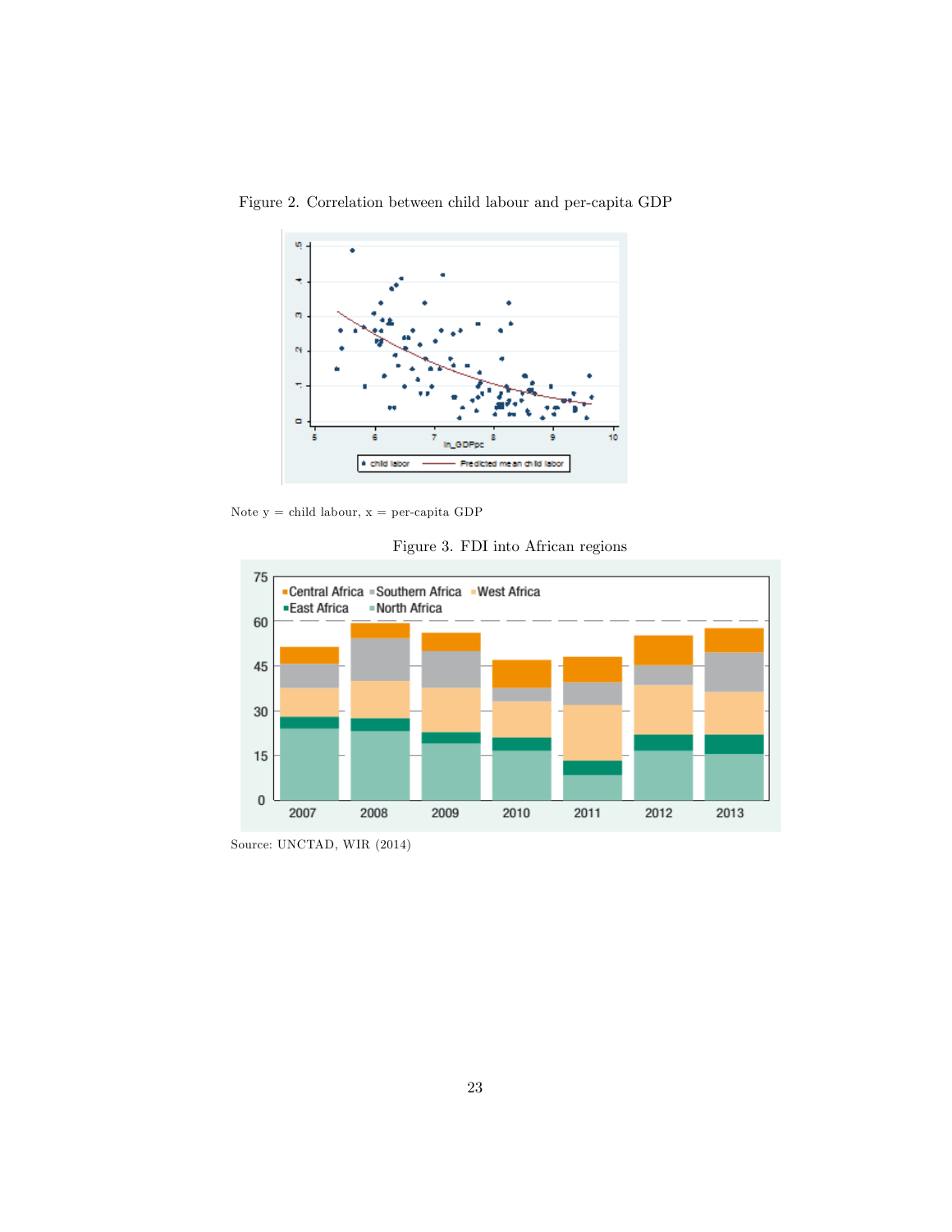Figure 2. Correlation between child labour and per-capita GDP

.5
.4
.3
.2
.1
0

5
6
7
8
9
10

ln_GDPpc

child labor
Predicted mean child labor

Note y = child labour, x = per-capita GDP

Figure 3. FDI into African regions

75
60
45
30
15
0

Central Africa
Southern Africa
West Africa
East Africa
North Africa

2007
2008
2009
2010
2011
2012
2013

Source: UNCTAD, WIR (2014)